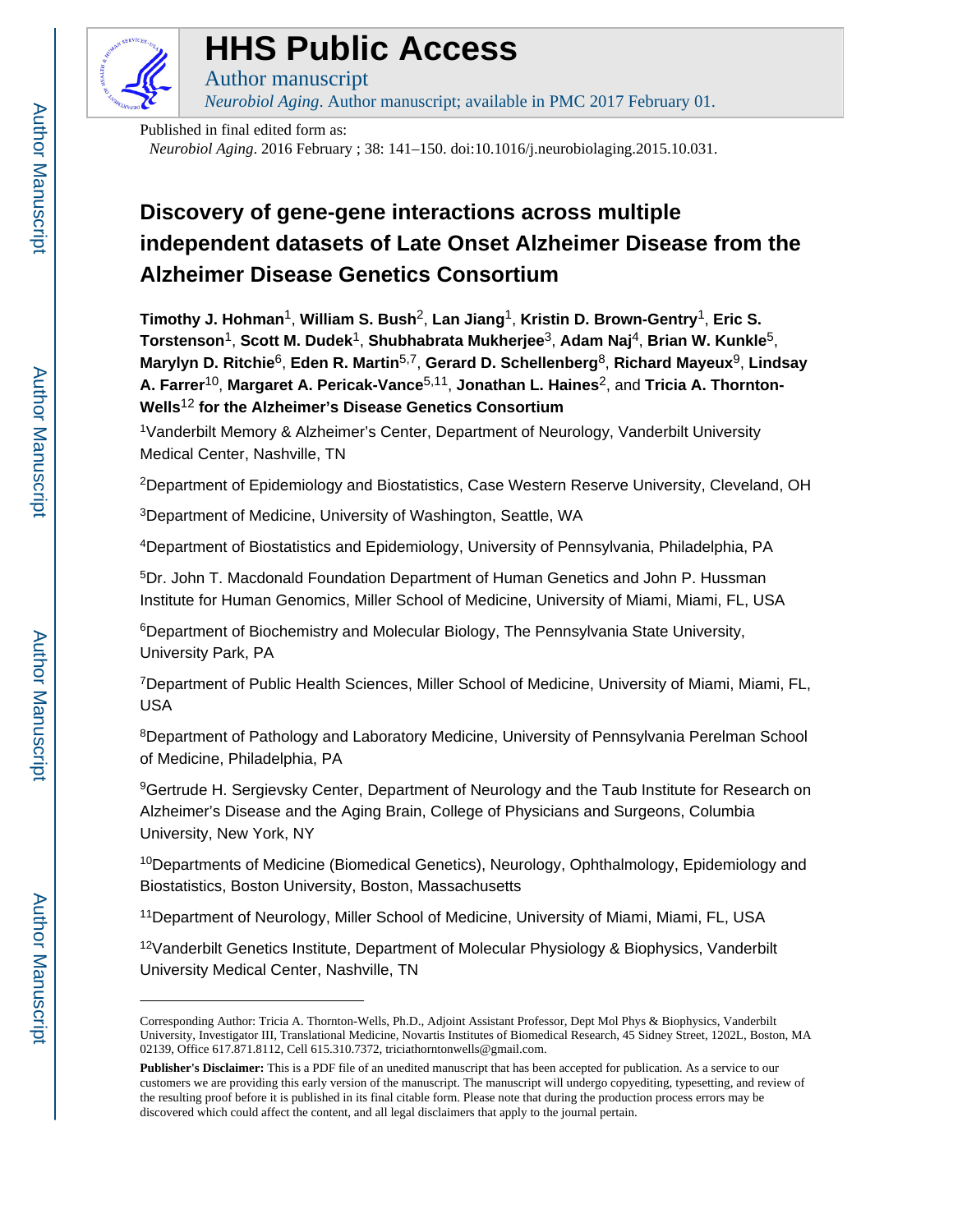# HHS Public Access

Author manuscript

*Neurobiol Aging*. Author manuscript; available in PMC 2017 February 01.

Published in final edited form as:

*Neurobiol Aging*. 2016 February ; 38: 141–150. doi:10.1016/j.neurobiolaging.2015.10.031.

# Discovery of gene-gene interactions across multiple independent datasets of Late Onset Alzheimer Disease from the Alzheimer Disease Genetics Consortium

**Timothy J. Hohman**[1], **William S. Bush**[2], **Lan Jiang**[1], **Kristin D. Brown-Gentry**[1], **Eric S. Torstenson**[1], **Scott M. Dudek**[1], **Shubhabrata Mukherjee**[3], **Adam Naj**[4], **Brian W. Kunkle**[5], **Marylyn D. Ritchie**[6], **Eden R. Martin**[5,7], **Gerard D. Schellenberg**[8], **Richard Mayeux**[9], **Lindsay A. Farrer**[10], **Margaret A. Pericak-Vance**[5,11], **Jonathan L. Haines**[2], and **Tricia A. Thornton-Wells**[12] **for the Alzheimer's Disease Genetics Consortium**

[1]Vanderbilt Memory & Alzheimer's Center, Department of Neurology, Vanderbilt University Medical Center, Nashville, TN

[2]Department of Epidemiology and Biostatistics, Case Western Reserve University, Cleveland, OH

[3]Department of Medicine, University of Washington, Seattle, WA

[4]Department of Biostatistics and Epidemiology, University of Pennsylvania, Philadelphia, PA

[5]Dr. John T. Macdonald Foundation Department of Human Genetics and John P. Hussman Institute for Human Genomics, Miller School of Medicine, University of Miami, Miami, FL, USA

[6]Department of Biochemistry and Molecular Biology, The Pennsylvania State University, University Park, PA

[7]Department of Public Health Sciences, Miller School of Medicine, University of Miami, Miami, FL, USA

[8]Department of Pathology and Laboratory Medicine, University of Pennsylvania Perelman School of Medicine, Philadelphia, PA

[9]Gertrude H. Sergievsky Center, Department of Neurology and the Taub Institute for Research on Alzheimer's Disease and the Aging Brain, College of Physicians and Surgeons, Columbia University, New York, NY

[10]Departments of Medicine (Biomedical Genetics), Neurology, Ophthalmology, Epidemiology and Biostatistics, Boston University, Boston, Massachusetts

[11]Department of Neurology, Miller School of Medicine, University of Miami, Miami, FL, USA

[12]Vanderbilt Genetics Institute, Department of Molecular Physiology & Biophysics, Vanderbilt University Medical Center, Nashville, TN

---

Corresponding Author: Tricia A. Thornton-Wells, Ph.D., Adjoint Assistant Professor, Dept Mol Phys & Biophysics, Vanderbilt University, Investigator III, Translational Medicine, Novartis Institutes of Biomedical Research, 45 Sidney Street, 1202L, Boston, MA 02139, Office 617.871.8112, Cell 615.310.7372, triciathorntonwells@gmail.com.

**Publisher's Disclaimer:** This is a PDF file of an unedited manuscript that has been accepted for publication. As a service to our customers we are providing this early version of the manuscript. The manuscript will undergo copyediting, typesetting, and review of the resulting proof before it is published in its final citable form. Please note that during the production process errors may be discovered which could affect the content, and all legal disclaimers that apply to the journal pertain.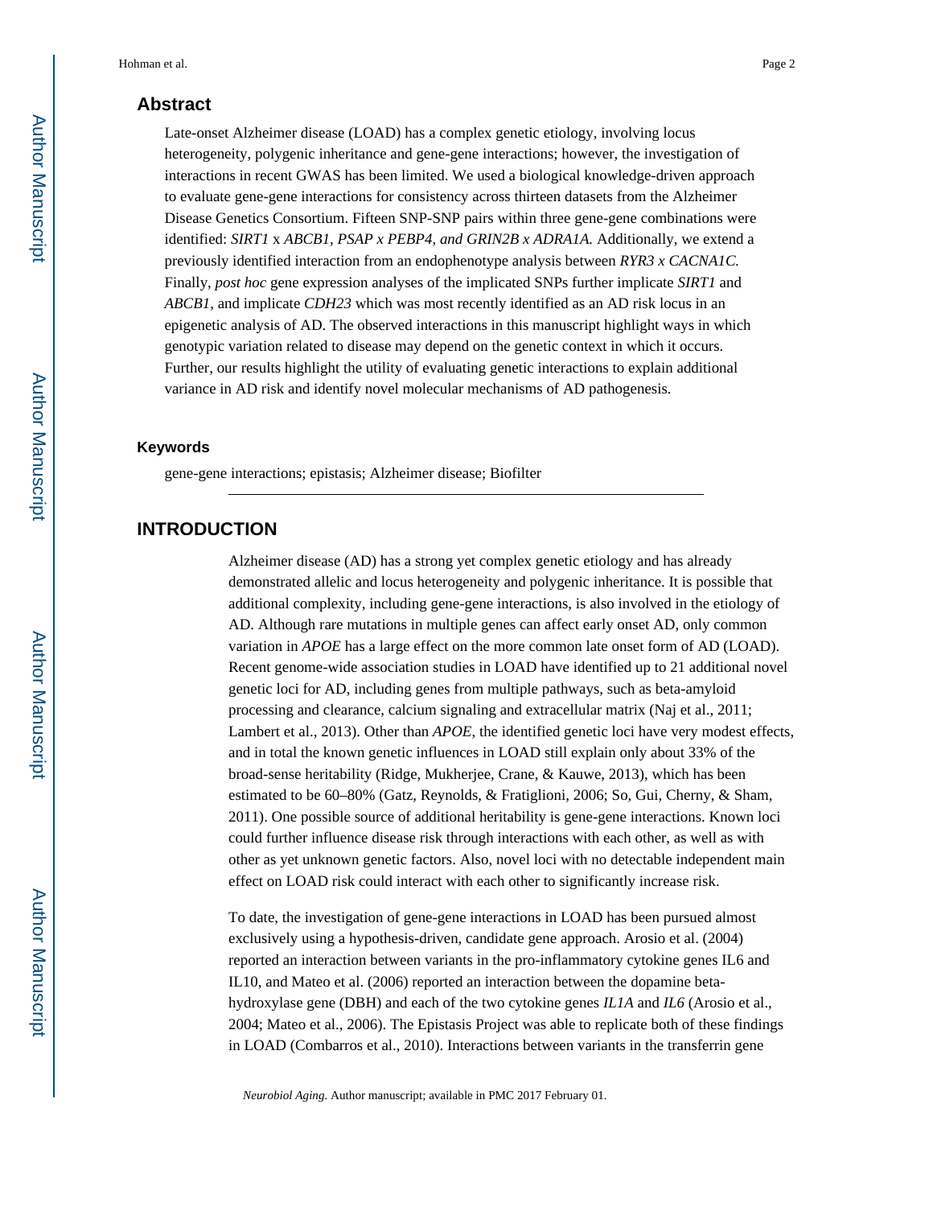## Abstract

Late-onset Alzheimer disease (LOAD) has a complex genetic etiology, involving locus heterogeneity, polygenic inheritance and gene-gene interactions; however, the investigation of interactions in recent GWAS has been limited. We used a biological knowledge-driven approach to evaluate gene-gene interactions for consistency across thirteen datasets from the Alzheimer Disease Genetics Consortium. Fifteen SNP-SNP pairs within three gene-gene combinations were identified: *SIRT1* x *ABCB1, PSAP x PEBP4, and GRIN2B x ADRA1A.* Additionally, we extend a previously identified interaction from an endophenotype analysis between *RYR3 x CACNA1C.* Finally, *post hoc* gene expression analyses of the implicated SNPs further implicate *SIRT1* and *ABCB1*, and implicate *CDH23* which was most recently identified as an AD risk locus in an epigenetic analysis of AD. The observed interactions in this manuscript highlight ways in which genotypic variation related to disease may depend on the genetic context in which it occurs. Further, our results highlight the utility of evaluating genetic interactions to explain additional variance in AD risk and identify novel molecular mechanisms of AD pathogenesis.

### Keywords

gene-gene interactions; epistasis; Alzheimer disease; Biofilter

## INTRODUCTION

Alzheimer disease (AD) has a strong yet complex genetic etiology and has already demonstrated allelic and locus heterogeneity and polygenic inheritance. It is possible that additional complexity, including gene-gene interactions, is also involved in the etiology of AD. Although rare mutations in multiple genes can affect early onset AD, only common variation in *APOE* has a large effect on the more common late onset form of AD (LOAD). Recent genome-wide association studies in LOAD have identified up to 21 additional novel genetic loci for AD, including genes from multiple pathways, such as beta-amyloid processing and clearance, calcium signaling and extracellular matrix (Naj et al., 2011; Lambert et al., 2013). Other than *APOE*, the identified genetic loci have very modest effects, and in total the known genetic influences in LOAD still explain only about 33% of the broad-sense heritability (Ridge, Mukherjee, Crane, & Kauwe, 2013), which has been estimated to be 60–80% (Gatz, Reynolds, & Fratiglioni, 2006; So, Gui, Cherny, & Sham, 2011). One possible source of additional heritability is gene-gene interactions. Known loci could further influence disease risk through interactions with each other, as well as with other as yet unknown genetic factors. Also, novel loci with no detectable independent main effect on LOAD risk could interact with each other to significantly increase risk.

To date, the investigation of gene-gene interactions in LOAD has been pursued almost exclusively using a hypothesis-driven, candidate gene approach. Arosio et al. (2004) reported an interaction between variants in the pro-inflammatory cytokine genes IL6 and IL10, and Mateo et al. (2006) reported an interaction between the dopamine beta-hydroxylase gene (DBH) and each of the two cytokine genes *IL1A* and *IL6* (Arosio et al., 2004; Mateo et al., 2006). The Epistasis Project was able to replicate both of these findings in LOAD (Combarros et al., 2010). Interactions between variants in the transferrin gene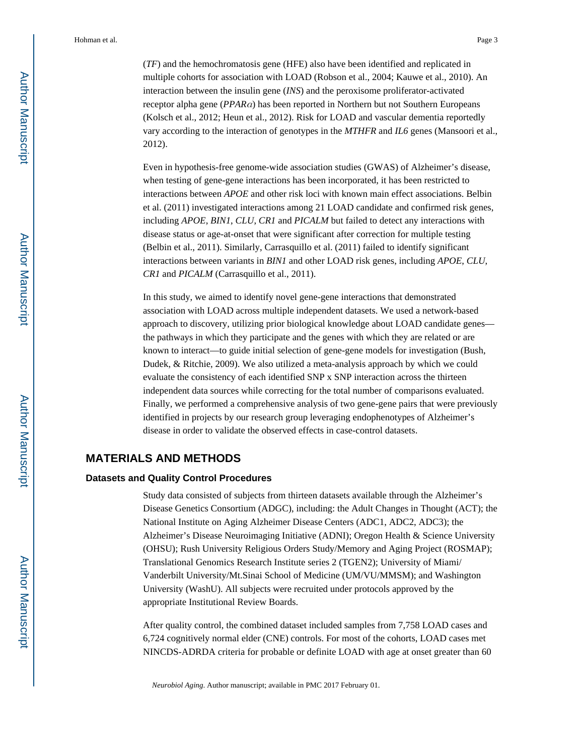(*TF*) and the hemochromatosis gene (HFE) also have been identified and replicated in multiple cohorts for association with LOAD (Robson et al., 2004; Kauwe et al., 2010). An interaction between the insulin gene (*INS*) and the peroxisome proliferator-activated receptor alpha gene (*PPARα*) has been reported in Northern but not Southern Europeans (Kolsch et al., 2012; Heun et al., 2012). Risk for LOAD and vascular dementia reportedly vary according to the interaction of genotypes in the *MTHFR* and *IL6* genes (Mansoori et al., 2012).

Even in hypothesis-free genome-wide association studies (GWAS) of Alzheimer's disease, when testing of gene-gene interactions has been incorporated, it has been restricted to interactions between *APOE* and other risk loci with known main effect associations. Belbin et al. (2011) investigated interactions among 21 LOAD candidate and confirmed risk genes, including *APOE*, *BIN1*, *CLU*, *CR1* and *PICALM* but failed to detect any interactions with disease status or age-at-onset that were significant after correction for multiple testing (Belbin et al., 2011). Similarly, Carrasquillo et al. (2011) failed to identify significant interactions between variants in *BIN1* and other LOAD risk genes, including *APOE*, *CLU*, *CR1* and *PICALM* (Carrasquillo et al., 2011).

In this study, we aimed to identify novel gene-gene interactions that demonstrated association with LOAD across multiple independent datasets. We used a network-based approach to discovery, utilizing prior biological knowledge about LOAD candidate genes—the pathways in which they participate and the genes with which they are related or are known to interact—to guide initial selection of gene-gene models for investigation (Bush, Dudek, & Ritchie, 2009). We also utilized a meta-analysis approach by which we could evaluate the consistency of each identified SNP x SNP interaction across the thirteen independent data sources while correcting for the total number of comparisons evaluated. Finally, we performed a comprehensive analysis of two gene-gene pairs that were previously identified in projects by our research group leveraging endophenotypes of Alzheimer's disease in order to validate the observed effects in case-control datasets.

## MATERIALS AND METHODS

### Datasets and Quality Control Procedures

Study data consisted of subjects from thirteen datasets available through the Alzheimer's Disease Genetics Consortium (ADGC), including: the Adult Changes in Thought (ACT); the National Institute on Aging Alzheimer Disease Centers (ADC1, ADC2, ADC3); the Alzheimer's Disease Neuroimaging Initiative (ADNI); Oregon Health & Science University (OHSU); Rush University Religious Orders Study/Memory and Aging Project (ROSMAP); Translational Genomics Research Institute series 2 (TGEN2); University of Miami/Vanderbilt University/Mt.Sinai School of Medicine (UM/VU/MMSM); and Washington University (WashU). All subjects were recruited under protocols approved by the appropriate Institutional Review Boards.

After quality control, the combined dataset included samples from 7,758 LOAD cases and 6,724 cognitively normal elder (CNE) controls. For most of the cohorts, LOAD cases met NINCDS-ADRDA criteria for probable or definite LOAD with age at onset greater than 60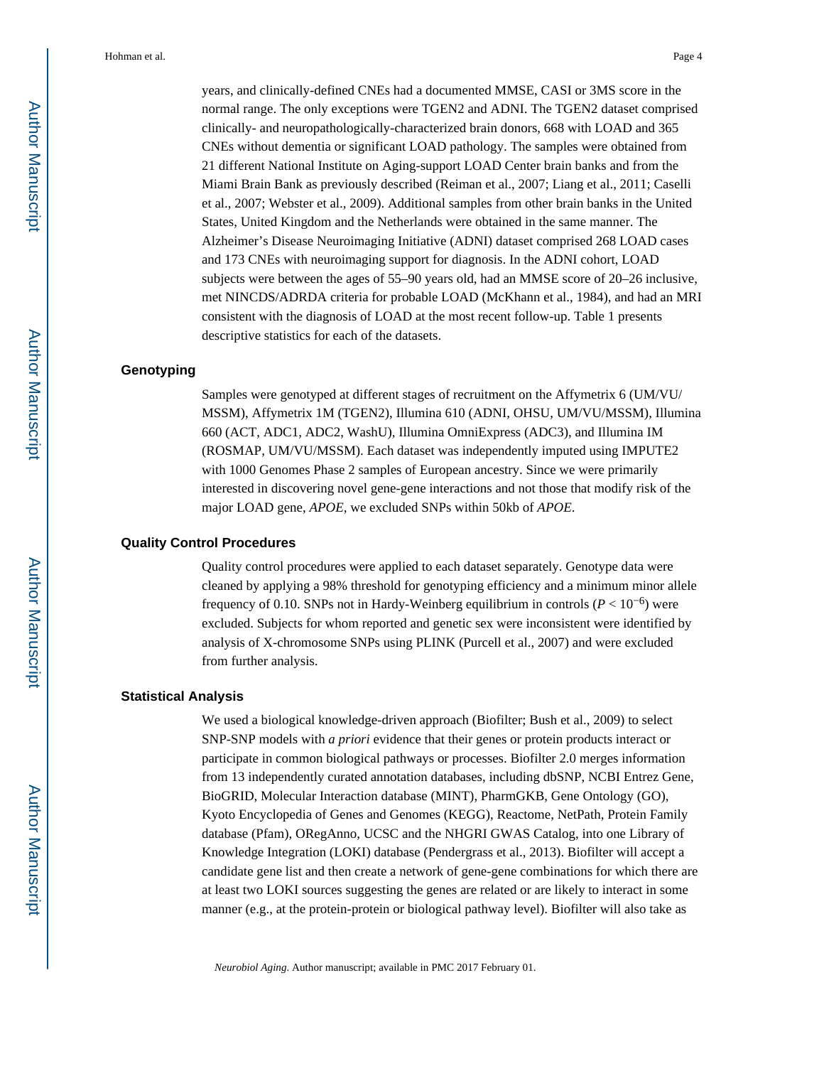years, and clinically-defined CNEs had a documented MMSE, CASI or 3MS score in the normal range. The only exceptions were TGEN2 and ADNI. The TGEN2 dataset comprised clinically- and neuropathologically-characterized brain donors, 668 with LOAD and 365 CNEs without dementia or significant LOAD pathology. The samples were obtained from 21 different National Institute on Aging-support LOAD Center brain banks and from the Miami Brain Bank as previously described (Reiman et al., 2007; Liang et al., 2011; Caselli et al., 2007; Webster et al., 2009). Additional samples from other brain banks in the United States, United Kingdom and the Netherlands were obtained in the same manner. The Alzheimer's Disease Neuroimaging Initiative (ADNI) dataset comprised 268 LOAD cases and 173 CNEs with neuroimaging support for diagnosis. In the ADNI cohort, LOAD subjects were between the ages of 55–90 years old, had an MMSE score of 20–26 inclusive, met NINCDS/ADRDA criteria for probable LOAD (McKhann et al., 1984), and had an MRI consistent with the diagnosis of LOAD at the most recent follow-up. Table 1 presents descriptive statistics for each of the datasets.

### Genotyping

Samples were genotyped at different stages of recruitment on the Affymetrix 6 (UM/VU/MSSM), Affymetrix 1M (TGEN2), Illumina 610 (ADNI, OHSU, UM/VU/MSSM), Illumina 660 (ACT, ADC1, ADC2, WashU), Illumina OmniExpress (ADC3), and Illumina IM (ROSMAP, UM/VU/MSSM). Each dataset was independently imputed using IMPUTE2 with 1000 Genomes Phase 2 samples of European ancestry. Since we were primarily interested in discovering novel gene-gene interactions and not those that modify risk of the major LOAD gene, *APOE*, we excluded SNPs within 50kb of *APOE*.

### Quality Control Procedures

Quality control procedures were applied to each dataset separately. Genotype data were cleaned by applying a 98% threshold for genotyping efficiency and a minimum minor allele frequency of 0.10. SNPs not in Hardy-Weinberg equilibrium in controls ($P < 10^{-6}$) were excluded. Subjects for whom reported and genetic sex were inconsistent were identified by analysis of X-chromosome SNPs using PLINK (Purcell et al., 2007) and were excluded from further analysis.

### Statistical Analysis

We used a biological knowledge-driven approach (Biofilter; Bush et al., 2009) to select SNP-SNP models with *a priori* evidence that their genes or protein products interact or participate in common biological pathways or processes. Biofilter 2.0 merges information from 13 independently curated annotation databases, including dbSNP, NCBI Entrez Gene, BioGRID, Molecular Interaction database (MINT), PharmGKB, Gene Ontology (GO), Kyoto Encyclopedia of Genes and Genomes (KEGG), Reactome, NetPath, Protein Family database (Pfam), ORegAnno, UCSC and the NHGRI GWAS Catalog, into one Library of Knowledge Integration (LOKI) database (Pendergrass et al., 2013). Biofilter will accept a candidate gene list and then create a network of gene-gene combinations for which there are at least two LOKI sources suggesting the genes are related or are likely to interact in some manner (e.g., at the protein-protein or biological pathway level). Biofilter will also take as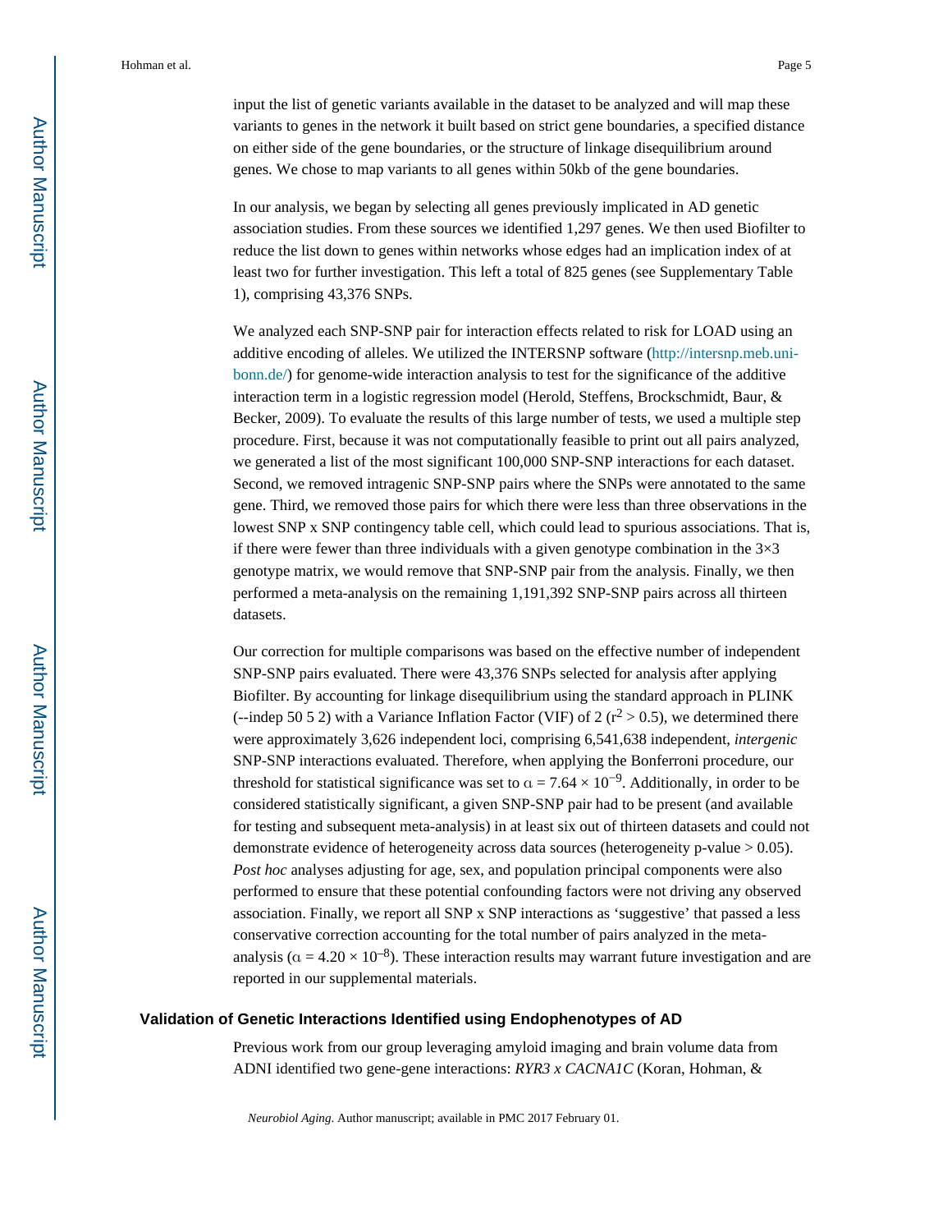input the list of genetic variants available in the dataset to be analyzed and will map these variants to genes in the network it built based on strict gene boundaries, a specified distance on either side of the gene boundaries, or the structure of linkage disequilibrium around genes. We chose to map variants to all genes within 50kb of the gene boundaries.

In our analysis, we began by selecting all genes previously implicated in AD genetic association studies. From these sources we identified 1,297 genes. We then used Biofilter to reduce the list down to genes within networks whose edges had an implication index of at least two for further investigation. This left a total of 825 genes (see Supplementary Table 1), comprising 43,376 SNPs.

We analyzed each SNP-SNP pair for interaction effects related to risk for LOAD using an additive encoding of alleles. We utilized the INTERSNP software (http://intersnp.meb.uni-bonn.de/) for genome-wide interaction analysis to test for the significance of the additive interaction term in a logistic regression model (Herold, Steffens, Brockschmidt, Baur, & Becker, 2009). To evaluate the results of this large number of tests, we used a multiple step procedure. First, because it was not computationally feasible to print out all pairs analyzed, we generated a list of the most significant 100,000 SNP-SNP interactions for each dataset. Second, we removed intragenic SNP-SNP pairs where the SNPs were annotated to the same gene. Third, we removed those pairs for which there were less than three observations in the lowest SNP x SNP contingency table cell, which could lead to spurious associations. That is, if there were fewer than three individuals with a given genotype combination in the $3 \times 3$ genotype matrix, we would remove that SNP-SNP pair from the analysis. Finally, we then performed a meta-analysis on the remaining 1,191,392 SNP-SNP pairs across all thirteen datasets.

Our correction for multiple comparisons was based on the effective number of independent SNP-SNP pairs evaluated. There were 43,376 SNPs selected for analysis after applying Biofilter. By accounting for linkage disequilibrium using the standard approach in PLINK (--indep 50 5 2) with a Variance Inflation Factor (VIF) of 2 ($r^2 > 0.5$), we determined there were approximately 3,626 independent loci, comprising 6,541,638 independent, *intergenic* SNP-SNP interactions evaluated. Therefore, when applying the Bonferroni procedure, our threshold for statistical significance was set to $\alpha = 7.64 \times 10^{-9}$. Additionally, in order to be considered statistically significant, a given SNP-SNP pair had to be present (and available for testing and subsequent meta-analysis) in at least six out of thirteen datasets and could not demonstrate evidence of heterogeneity across data sources (heterogeneity p-value > 0.05). *Post hoc* analyses adjusting for age, sex, and population principal components were also performed to ensure that these potential confounding factors were not driving any observed association. Finally, we report all SNP x SNP interactions as 'suggestive' that passed a less conservative correction accounting for the total number of pairs analyzed in the meta-analysis ($\alpha = 4.20 \times 10^{-8}$). These interaction results may warrant future investigation and are reported in our supplemental materials.

### Validation of Genetic Interactions Identified using Endophenotypes of AD

Previous work from our group leveraging amyloid imaging and brain volume data from ADNI identified two gene-gene interactions: *RYR3 x CACNA1C* (Koran, Hohman, &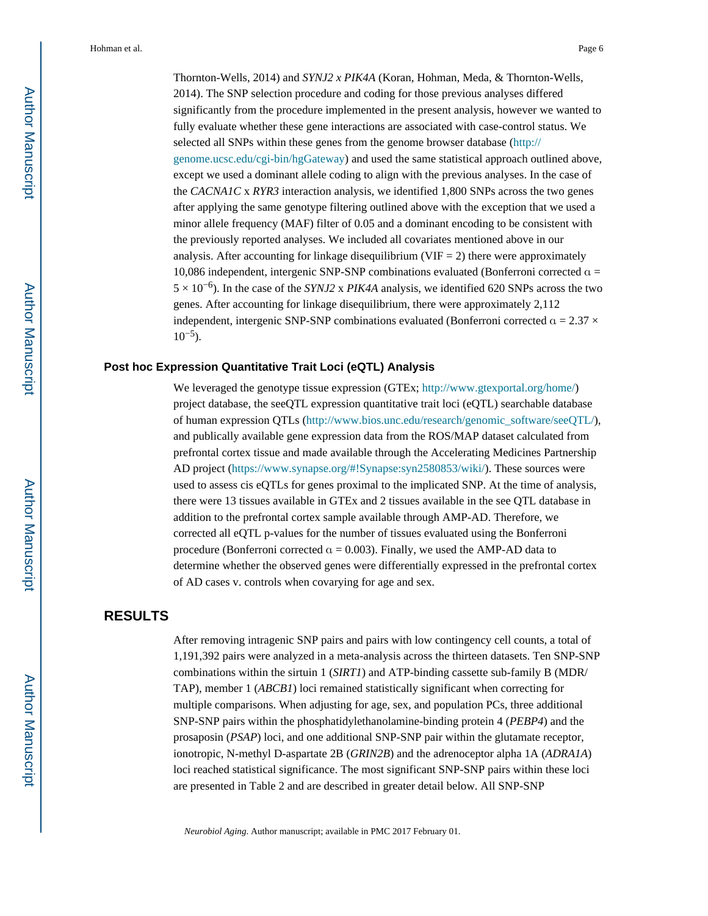Thornton-Wells, 2014) and *SYNJ2 x PIK4A* (Koran, Hohman, Meda, & Thornton-Wells, 2014). The SNP selection procedure and coding for those previous analyses differed significantly from the procedure implemented in the present analysis, however we wanted to fully evaluate whether these gene interactions are associated with case-control status. We selected all SNPs within these genes from the genome browser database (http://genome.ucsc.edu/cgi-bin/hgGateway) and used the same statistical approach outlined above, except we used a dominant allele coding to align with the previous analyses. In the case of the *CACNA1C* x *RYR3* interaction analysis, we identified 1,800 SNPs across the two genes after applying the same genotype filtering outlined above with the exception that we used a minor allele frequency (MAF) filter of 0.05 and a dominant encoding to be consistent with the previously reported analyses. We included all covariates mentioned above in our analysis. After accounting for linkage disequilibrium (VIF = 2) there were approximately 10,086 independent, intergenic SNP-SNP combinations evaluated (Bonferroni corrected $\alpha = 5 \times 10^{-6}$). In the case of the *SYNJ2* x *PIK4A* analysis, we identified 620 SNPs across the two genes. After accounting for linkage disequilibrium, there were approximately 2,112 independent, intergenic SNP-SNP combinations evaluated (Bonferroni corrected $\alpha = 2.37 \times 10^{-5}$).

### Post hoc Expression Quantitative Trait Loci (eQTL) Analysis

We leveraged the genotype tissue expression (GTEx; http://www.gtexportal.org/home/) project database, the seeQTL expression quantitative trait loci (eQTL) searchable database of human expression QTLs (http://www.bios.unc.edu/research/genomic_software/seeQTL/), and publically available gene expression data from the ROS/MAP dataset calculated from prefrontal cortex tissue and made available through the Accelerating Medicines Partnership AD project (https://www.synapse.org/#!Synapse:syn2580853/wiki/). These sources were used to assess cis eQTLs for genes proximal to the implicated SNP. At the time of analysis, there were 13 tissues available in GTEx and 2 tissues available in the see QTL database in addition to the prefrontal cortex sample available through AMP-AD. Therefore, we corrected all eQTL p-values for the number of tissues evaluated using the Bonferroni procedure (Bonferroni corrected $\alpha = 0.003$). Finally, we used the AMP-AD data to determine whether the observed genes were differentially expressed in the prefrontal cortex of AD cases v. controls when covarying for age and sex.

## RESULTS

After removing intragenic SNP pairs and pairs with low contingency cell counts, a total of 1,191,392 pairs were analyzed in a meta-analysis across the thirteen datasets. Ten SNP-SNP combinations within the sirtuin 1 (*SIRT1*) and ATP-binding cassette sub-family B (MDR/TAP), member 1 (*ABCB1*) loci remained statistically significant when correcting for multiple comparisons. When adjusting for age, sex, and population PCs, three additional SNP-SNP pairs within the phosphatidylethanolamine-binding protein 4 (*PEBP4*) and the prosaposin (*PSAP*) loci, and one additional SNP-SNP pair within the glutamate receptor, ionotropic, N-methyl D-aspartate 2B (*GRIN2B*) and the adrenoceptor alpha 1A (*ADRA1A*) loci reached statistical significance. The most significant SNP-SNP pairs within these loci are presented in Table 2 and are described in greater detail below. All SNP-SNP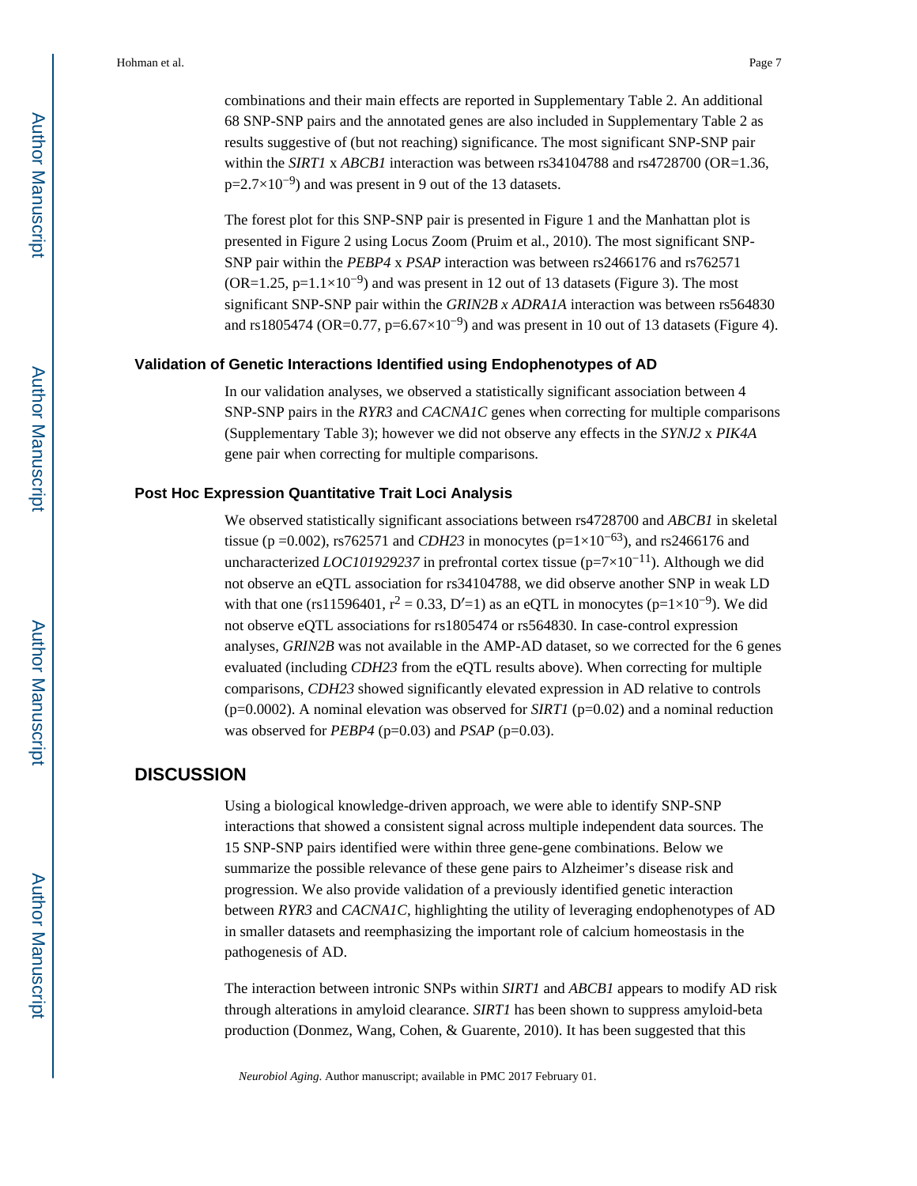combinations and their main effects are reported in Supplementary Table 2. An additional 68 SNP-SNP pairs and the annotated genes are also included in Supplementary Table 2 as results suggestive of (but not reaching) significance. The most significant SNP-SNP pair within the *SIRT1* x *ABCB1* interaction was between rs34104788 and rs4728700 (OR=1.36, $p=2.7\times10^{-9}$) and was present in 9 out of the 13 datasets.

The forest plot for this SNP-SNP pair is presented in Figure 1 and the Manhattan plot is presented in Figure 2 using Locus Zoom (Pruim et al., 2010). The most significant SNP-SNP pair within the *PEBP4* x *PSAP* interaction was between rs2466176 and rs762571 (OR=1.25, $p=1.1\times10^{-9}$) and was present in 12 out of 13 datasets (Figure 3). The most significant SNP-SNP pair within the *GRIN2B x ADRA1A* interaction was between rs564830 and rs1805474 (OR=0.77, $p=6.67\times10^{-9}$) and was present in 10 out of 13 datasets (Figure 4).

### Validation of Genetic Interactions Identified using Endophenotypes of AD

In our validation analyses, we observed a statistically significant association between 4 SNP-SNP pairs in the *RYR3* and *CACNA1C* genes when correcting for multiple comparisons (Supplementary Table 3); however we did not observe any effects in the *SYNJ2* x *PIK4A* gene pair when correcting for multiple comparisons.

### Post Hoc Expression Quantitative Trait Loci Analysis

We observed statistically significant associations between rs4728700 and *ABCB1* in skeletal tissue ($p=0.002$), rs762571 and *CDH23* in monocytes ($p=1\times10^{-63}$), and rs2466176 and uncharacterized *LOC101929237* in prefrontal cortex tissue ($p=7\times10^{-11}$). Although we did not observe an eQTL association for rs34104788, we did observe another SNP in weak LD with that one (rs11596401, $r^2 = 0.33$, $D'=1$) as an eQTL in monocytes ($p=1\times10^{-9}$). We did not observe eQTL associations for rs1805474 or rs564830. In case-control expression analyses, *GRIN2B* was not available in the AMP-AD dataset, so we corrected for the 6 genes evaluated (including *CDH23* from the eQTL results above). When correcting for multiple comparisons, *CDH23* showed significantly elevated expression in AD relative to controls ($p=0.0002$). A nominal elevation was observed for *SIRT1* ($p=0.02$) and a nominal reduction was observed for *PEBP4* ($p=0.03$) and *PSAP* ($p=0.03$).

## DISCUSSION

Using a biological knowledge-driven approach, we were able to identify SNP-SNP interactions that showed a consistent signal across multiple independent data sources. The 15 SNP-SNP pairs identified were within three gene-gene combinations. Below we summarize the possible relevance of these gene pairs to Alzheimer's disease risk and progression. We also provide validation of a previously identified genetic interaction between *RYR3* and *CACNA1C*, highlighting the utility of leveraging endophenotypes of AD in smaller datasets and reemphasizing the important role of calcium homeostasis in the pathogenesis of AD.

The interaction between intronic SNPs within *SIRT1* and *ABCB1* appears to modify AD risk through alterations in amyloid clearance. *SIRT1* has been shown to suppress amyloid-beta production (Donmez, Wang, Cohen, & Guarente, 2010). It has been suggested that this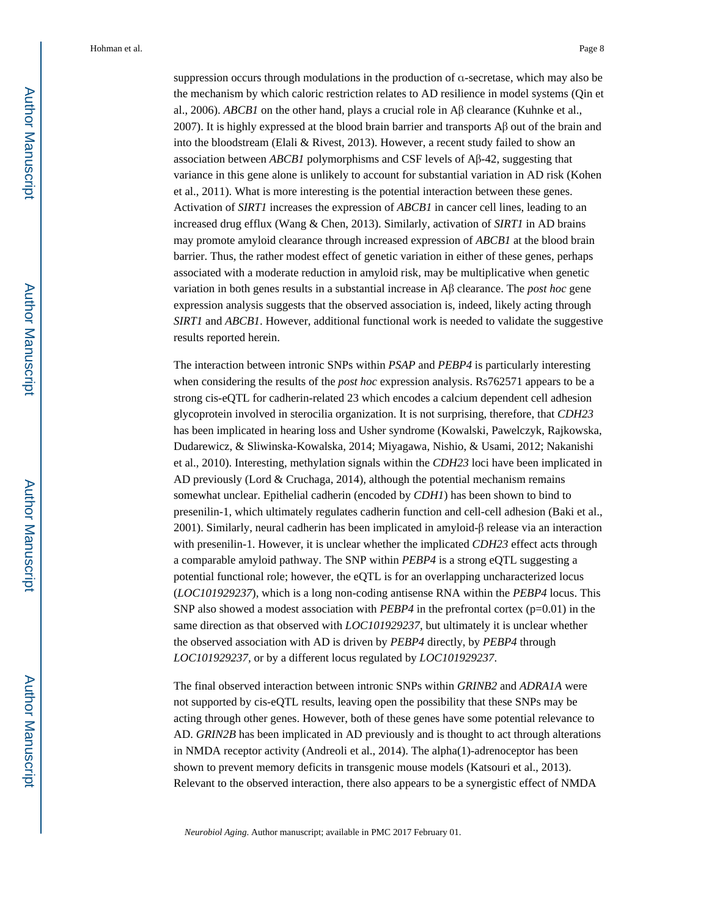suppression occurs through modulations in the production of α-secretase, which may also be the mechanism by which caloric restriction relates to AD resilience in model systems (Qin et al., 2006). *ABCB1* on the other hand, plays a crucial role in Aβ clearance (Kuhnke et al., 2007). It is highly expressed at the blood brain barrier and transports Aβ out of the brain and into the bloodstream (Elali & Rivest, 2013). However, a recent study failed to show an association between *ABCB1* polymorphisms and CSF levels of Aβ-42, suggesting that variance in this gene alone is unlikely to account for substantial variation in AD risk (Kohen et al., 2011). What is more interesting is the potential interaction between these genes. Activation of *SIRT1* increases the expression of *ABCB1* in cancer cell lines, leading to an increased drug efflux (Wang & Chen, 2013). Similarly, activation of *SIRT1* in AD brains may promote amyloid clearance through increased expression of *ABCB1* at the blood brain barrier. Thus, the rather modest effect of genetic variation in either of these genes, perhaps associated with a moderate reduction in amyloid risk, may be multiplicative when genetic variation in both genes results in a substantial increase in Aβ clearance. The *post hoc* gene expression analysis suggests that the observed association is, indeed, likely acting through *SIRT1* and *ABCB1*. However, additional functional work is needed to validate the suggestive results reported herein.

The interaction between intronic SNPs within *PSAP* and *PEBP4* is particularly interesting when considering the results of the *post hoc* expression analysis. Rs762571 appears to be a strong cis-eQTL for cadherin-related 23 which encodes a calcium dependent cell adhesion glycoprotein involved in sterocilia organization. It is not surprising, therefore, that *CDH23* has been implicated in hearing loss and Usher syndrome (Kowalski, Pawelczyk, Rajkowska, Dudarewicz, & Sliwinska-Kowalska, 2014; Miyagawa, Nishio, & Usami, 2012; Nakanishi et al., 2010). Interesting, methylation signals within the *CDH23* loci have been implicated in AD previously (Lord & Cruchaga, 2014), although the potential mechanism remains somewhat unclear. Epithelial cadherin (encoded by *CDH1*) has been shown to bind to presenilin-1, which ultimately regulates cadherin function and cell-cell adhesion (Baki et al., 2001). Similarly, neural cadherin has been implicated in amyloid-β release via an interaction with presenilin-1. However, it is unclear whether the implicated *CDH23* effect acts through a comparable amyloid pathway. The SNP within *PEBP4* is a strong eQTL suggesting a potential functional role; however, the eQTL is for an overlapping uncharacterized locus (*LOC101929237*), which is a long non-coding antisense RNA within the *PEBP4* locus. This SNP also showed a modest association with *PEBP4* in the prefrontal cortex ($p=0.01$) in the same direction as that observed with *LOC101929237*, but ultimately it is unclear whether the observed association with AD is driven by *PEBP4* directly, by *PEBP4* through *LOC101929237*, or by a different locus regulated by *LOC101929237*.

The final observed interaction between intronic SNPs within *GRINB2* and *ADRA1A* were not supported by cis-eQTL results, leaving open the possibility that these SNPs may be acting through other genes. However, both of these genes have some potential relevance to AD. *GRIN2B* has been implicated in AD previously and is thought to act through alterations in NMDA receptor activity (Andreoli et al., 2014). The alpha(1)-adrenoceptor has been shown to prevent memory deficits in transgenic mouse models (Katsouri et al., 2013). Relevant to the observed interaction, there also appears to be a synergistic effect of NMDA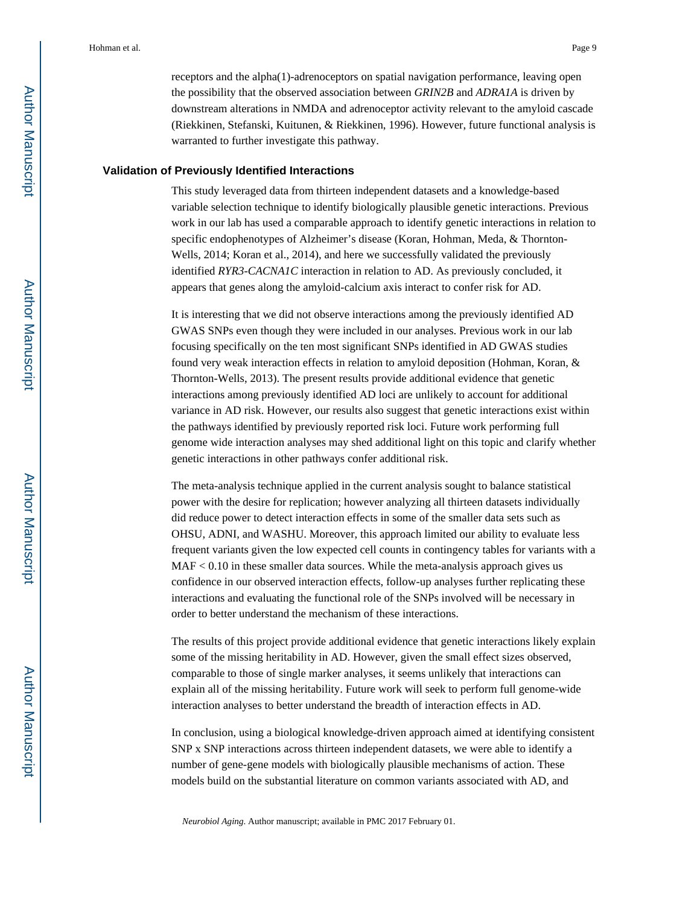receptors and the alpha(1)-adrenoceptors on spatial navigation performance, leaving open the possibility that the observed association between *GRIN2B* and *ADRA1A* is driven by downstream alterations in NMDA and adrenoceptor activity relevant to the amyloid cascade (Riekkinen, Stefanski, Kuitunen, & Riekkinen, 1996). However, future functional analysis is warranted to further investigate this pathway.

## Validation of Previously Identified Interactions

This study leveraged data from thirteen independent datasets and a knowledge-based variable selection technique to identify biologically plausible genetic interactions. Previous work in our lab has used a comparable approach to identify genetic interactions in relation to specific endophenotypes of Alzheimer's disease (Koran, Hohman, Meda, & Thornton-Wells, 2014; Koran et al., 2014), and here we successfully validated the previously identified *RYR3-CACNA1C* interaction in relation to AD. As previously concluded, it appears that genes along the amyloid-calcium axis interact to confer risk for AD.

It is interesting that we did not observe interactions among the previously identified AD GWAS SNPs even though they were included in our analyses. Previous work in our lab focusing specifically on the ten most significant SNPs identified in AD GWAS studies found very weak interaction effects in relation to amyloid deposition (Hohman, Koran, & Thornton-Wells, 2013). The present results provide additional evidence that genetic interactions among previously identified AD loci are unlikely to account for additional variance in AD risk. However, our results also suggest that genetic interactions exist within the pathways identified by previously reported risk loci. Future work performing full genome wide interaction analyses may shed additional light on this topic and clarify whether genetic interactions in other pathways confer additional risk.

The meta-analysis technique applied in the current analysis sought to balance statistical power with the desire for replication; however analyzing all thirteen datasets individually did reduce power to detect interaction effects in some of the smaller data sets such as OHSU, ADNI, and WASHU. Moreover, this approach limited our ability to evaluate less frequent variants given the low expected cell counts in contingency tables for variants with a MAF $< 0.10$ in these smaller data sources. While the meta-analysis approach gives us confidence in our observed interaction effects, follow-up analyses further replicating these interactions and evaluating the functional role of the SNPs involved will be necessary in order to better understand the mechanism of these interactions.

The results of this project provide additional evidence that genetic interactions likely explain some of the missing heritability in AD. However, given the small effect sizes observed, comparable to those of single marker analyses, it seems unlikely that interactions can explain all of the missing heritability. Future work will seek to perform full genome-wide interaction analyses to better understand the breadth of interaction effects in AD.

In conclusion, using a biological knowledge-driven approach aimed at identifying consistent SNP x SNP interactions across thirteen independent datasets, we were able to identify a number of gene-gene models with biologically plausible mechanisms of action. These models build on the substantial literature on common variants associated with AD, and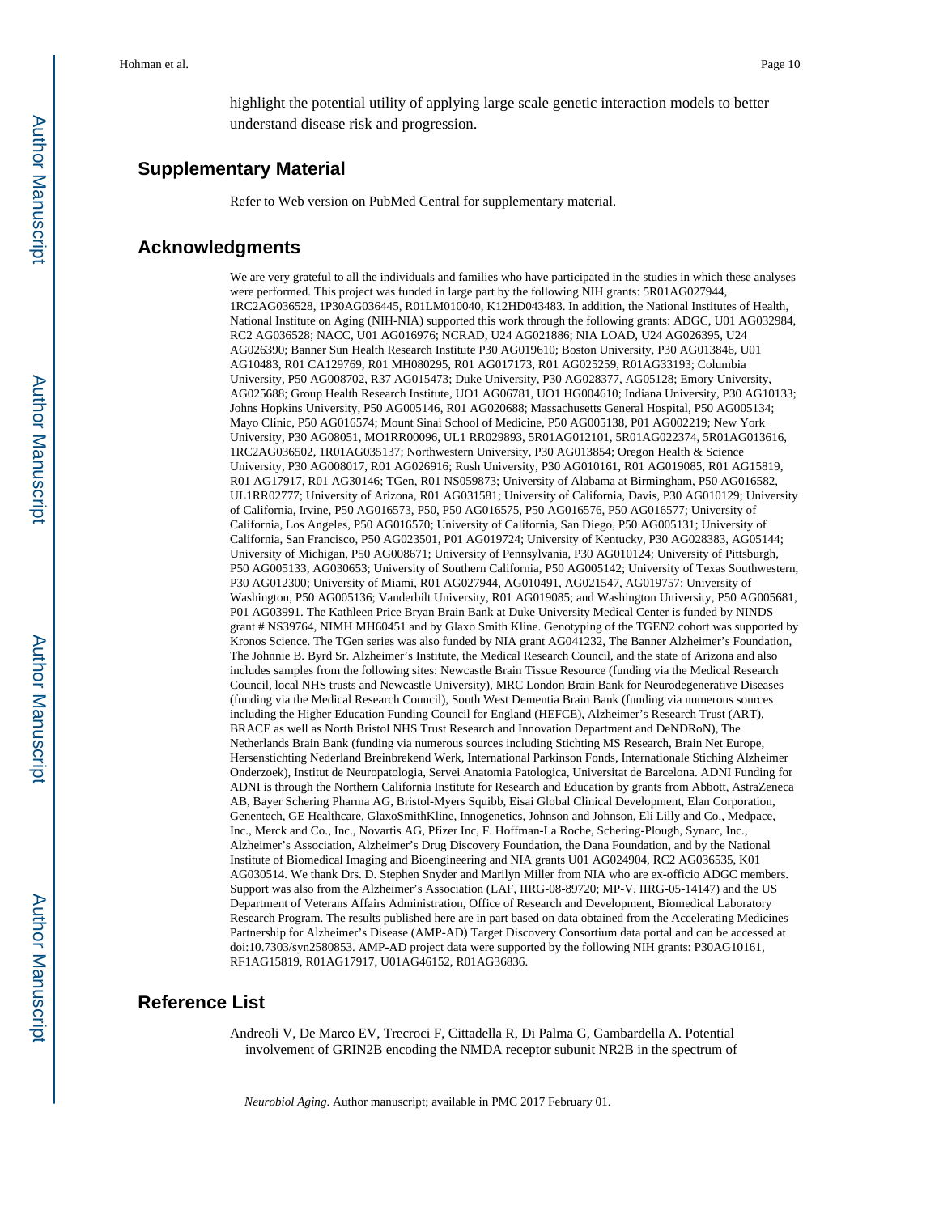highlight the potential utility of applying large scale genetic interaction models to better understand disease risk and progression.

## Supplementary Material

Refer to Web version on PubMed Central for supplementary material.

## Acknowledgments

We are very grateful to all the individuals and families who have participated in the studies in which these analyses were performed. This project was funded in large part by the following NIH grants: 5R01AG027944, 1RC2AG036528, 1P30AG036445, R01LM010040, K12HD043483. In addition, the National Institutes of Health, National Institute on Aging (NIH-NIA) supported this work through the following grants: ADGC, U01 AG032984, RC2 AG036528; NACC, U01 AG016976; NCRAD, U24 AG021886; NIA LOAD, U24 AG026395, U24 AG026390; Banner Sun Health Research Institute P30 AG019610; Boston University, P30 AG013846, U01 AG10483, R01 CA129769, R01 MH080295, R01 AG017173, R01 AG025259, R01AG33193; Columbia University, P50 AG008702, R37 AG015473; Duke University, P30 AG028377, AG05128; Emory University, AG025688; Group Health Research Institute, UO1 AG06781, UO1 HG004610; Indiana University, P30 AG10133; Johns Hopkins University, P50 AG005146, R01 AG020688; Massachusetts General Hospital, P50 AG005134; Mayo Clinic, P50 AG016574; Mount Sinai School of Medicine, P50 AG005138, P01 AG002219; New York University, P30 AG08051, MO1RR00096, UL1 RR029893, 5R01AG012101, 5R01AG022374, 5R01AG013616, 1RC2AG036502, 1R01AG035137; Northwestern University, P30 AG013854; Oregon Health & Science University, P30 AG008017, R01 AG026916; Rush University, P30 AG010161, R01 AG019085, R01 AG15819, R01 AG17917, R01 AG30146; TGen, R01 NS059873; University of Alabama at Birmingham, P50 AG016582, UL1RR02777; University of Arizona, R01 AG031581; University of California, Davis, P30 AG010129; University of California, Irvine, P50 AG016573, P50, P50 AG016575, P50 AG016576, P50 AG016577; University of California, Los Angeles, P50 AG016570; University of California, San Diego, P50 AG005131; University of California, San Francisco, P50 AG023501, P01 AG019724; University of Kentucky, P30 AG028383, AG05144; University of Michigan, P50 AG008671; University of Pennsylvania, P30 AG010124; University of Pittsburgh, P50 AG005133, AG030653; University of Southern California, P50 AG005142; University of Texas Southwestern, P30 AG012300; University of Miami, R01 AG027944, AG010491, AG021547, AG019757; University of Washington, P50 AG005136; Vanderbilt University, R01 AG019085; and Washington University, P50 AG005681, P01 AG03991. The Kathleen Price Bryan Brain Bank at Duke University Medical Center is funded by NINDS grant # NS39764, NIMH MH60451 and by Glaxo Smith Kline. Genotyping of the TGEN2 cohort was supported by Kronos Science. The TGen series was also funded by NIA grant AG041232, The Banner Alzheimer's Foundation, The Johnnie B. Byrd Sr. Alzheimer's Institute, the Medical Research Council, and the state of Arizona and also includes samples from the following sites: Newcastle Brain Tissue Resource (funding via the Medical Research Council, local NHS trusts and Newcastle University), MRC London Brain Bank for Neurodegenerative Diseases (funding via the Medical Research Council), South West Dementia Brain Bank (funding via numerous sources including the Higher Education Funding Council for England (HEFCE), Alzheimer's Research Trust (ART), BRACE as well as North Bristol NHS Trust Research and Innovation Department and DeNDRoN), The Netherlands Brain Bank (funding via numerous sources including Stichting MS Research, Brain Net Europe, Hersenstichting Nederland Breinbrekend Werk, International Parkinson Fonds, Internationale Stiching Alzheimer Onderzoek), Institut de Neuropatologia, Servei Anatomia Patologica, Universitat de Barcelona. ADNI Funding for ADNI is through the Northern California Institute for Research and Education by grants from Abbott, AstraZeneca AB, Bayer Schering Pharma AG, Bristol-Myers Squibb, Eisai Global Clinical Development, Elan Corporation, Genentech, GE Healthcare, GlaxoSmithKline, Innogenetics, Johnson and Johnson, Eli Lilly and Co., Medpace, Inc., Merck and Co., Inc., Novartis AG, Pfizer Inc, F. Hoffman-La Roche, Schering-Plough, Synarc, Inc., Alzheimer's Association, Alzheimer's Drug Discovery Foundation, the Dana Foundation, and by the National Institute of Biomedical Imaging and Bioengineering and NIA grants U01 AG024904, RC2 AG036535, K01 AG030514. We thank Drs. D. Stephen Snyder and Marilyn Miller from NIA who are ex-officio ADGC members. Support was also from the Alzheimer's Association (LAF, IIRG-08-89720; MP-V, IIRG-05-14147) and the US Department of Veterans Affairs Administration, Office of Research and Development, Biomedical Laboratory Research Program. The results published here are in part based on data obtained from the Accelerating Medicines Partnership for Alzheimer's Disease (AMP-AD) Target Discovery Consortium data portal and can be accessed at doi:10.7303/syn2580853. AMP-AD project data were supported by the following NIH grants: P30AG10161, RF1AG15819, R01AG17917, U01AG46152, R01AG36836.

## Reference List

Andreoli V, De Marco EV, Trecroci F, Cittadella R, Di Palma G, Gambardella A. Potential involvement of GRIN2B encoding the NMDA receptor subunit NR2B in the spectrum of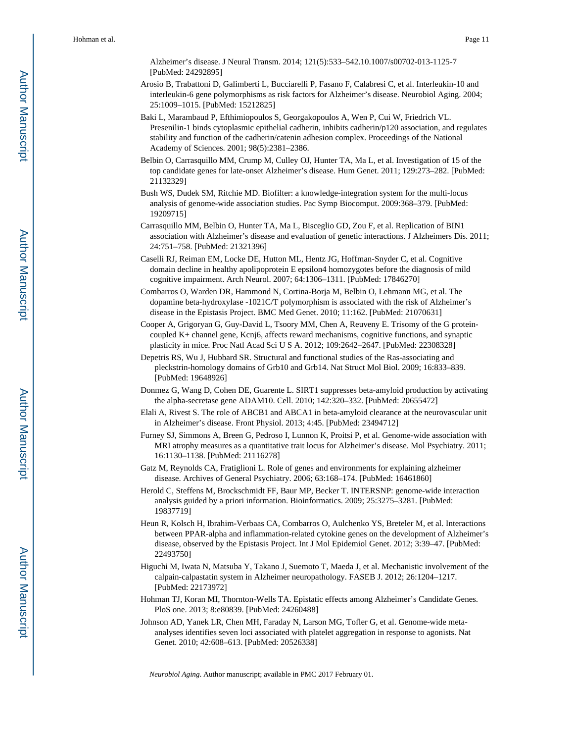Alzheimer's disease. J Neural Transm. 2014; 121(5):533–542.10.1007/s00702-013-1125-7 [PubMed: 24292895]

Arosio B, Trabattoni D, Galimberti L, Bucciarelli P, Fasano F, Calabresi C, et al. Interleukin-10 and interleukin-6 gene polymorphisms as risk factors for Alzheimer's disease. Neurobiol Aging. 2004; 25:1009–1015. [PubMed: 15212825]

Baki L, Marambaud P, Efthimiopoulos S, Georgakopoulos A, Wen P, Cui W, Friedrich VL. Presenilin-1 binds cytoplasmic epithelial cadherin, inhibits cadherin/p120 association, and regulates stability and function of the cadherin/catenin adhesion complex. Proceedings of the National Academy of Sciences. 2001; 98(5):2381–2386.

Belbin O, Carrasquillo MM, Crump M, Culley OJ, Hunter TA, Ma L, et al. Investigation of 15 of the top candidate genes for late-onset Alzheimer's disease. Hum Genet. 2011; 129:273–282. [PubMed: 21132329]

Bush WS, Dudek SM, Ritchie MD. Biofilter: a knowledge-integration system for the multi-locus analysis of genome-wide association studies. Pac Symp Biocomput. 2009:368–379. [PubMed: 19209715]

Carrasquillo MM, Belbin O, Hunter TA, Ma L, Bisceglio GD, Zou F, et al. Replication of BIN1 association with Alzheimer's disease and evaluation of genetic interactions. J Alzheimers Dis. 2011; 24:751–758. [PubMed: 21321396]

Caselli RJ, Reiman EM, Locke DE, Hutton ML, Hentz JG, Hoffman-Snyder C, et al. Cognitive domain decline in healthy apolipoprotein E epsilon4 homozygotes before the diagnosis of mild cognitive impairment. Arch Neurol. 2007; 64:1306–1311. [PubMed: 17846270]

Combarros O, Warden DR, Hammond N, Cortina-Borja M, Belbin O, Lehmann MG, et al. The dopamine beta-hydroxylase -1021C/T polymorphism is associated with the risk of Alzheimer's disease in the Epistasis Project. BMC Med Genet. 2010; 11:162. [PubMed: 21070631]

Cooper A, Grigoryan G, Guy-David L, Tsoory MM, Chen A, Reuveny E. Trisomy of the G protein-coupled K+ channel gene, Kcnj6, affects reward mechanisms, cognitive functions, and synaptic plasticity in mice. Proc Natl Acad Sci U S A. 2012; 109:2642–2647. [PubMed: 22308328]

Depetris RS, Wu J, Hubbard SR. Structural and functional studies of the Ras-associating and pleckstrin-homology domains of Grb10 and Grb14. Nat Struct Mol Biol. 2009; 16:833–839. [PubMed: 19648926]

Donmez G, Wang D, Cohen DE, Guarente L. SIRT1 suppresses beta-amyloid production by activating the alpha-secretase gene ADAM10. Cell. 2010; 142:320–332. [PubMed: 20655472]

Elali A, Rivest S. The role of ABCB1 and ABCA1 in beta-amyloid clearance at the neurovascular unit in Alzheimer's disease. Front Physiol. 2013; 4:45. [PubMed: 23494712]

Furney SJ, Simmons A, Breen G, Pedroso I, Lunnon K, Proitsi P, et al. Genome-wide association with MRI atrophy measures as a quantitative trait locus for Alzheimer's disease. Mol Psychiatry. 2011; 16:1130–1138. [PubMed: 21116278]

Gatz M, Reynolds CA, Fratiglioni L. Role of genes and environments for explaining alzheimer disease. Archives of General Psychiatry. 2006; 63:168–174. [PubMed: 16461860]

Herold C, Steffens M, Brockschmidt FF, Baur MP, Becker T. INTERSNP: genome-wide interaction analysis guided by a priori information. Bioinformatics. 2009; 25:3275–3281. [PubMed: 19837719]

Heun R, Kolsch H, Ibrahim-Verbaas CA, Combarros O, Aulchenko YS, Breteler M, et al. Interactions between PPAR-alpha and inflammation-related cytokine genes on the development of Alzheimer's disease, observed by the Epistasis Project. Int J Mol Epidemiol Genet. 2012; 3:39–47. [PubMed: 22493750]

Higuchi M, Iwata N, Matsuba Y, Takano J, Suemoto T, Maeda J, et al. Mechanistic involvement of the calpain-calpastatin system in Alzheimer neuropathology. FASEB J. 2012; 26:1204–1217. [PubMed: 22173972]

Hohman TJ, Koran MI, Thornton-Wells TA. Epistatic effects among Alzheimer's Candidate Genes. PloS one. 2013; 8:e80839. [PubMed: 24260488]

Johnson AD, Yanek LR, Chen MH, Faraday N, Larson MG, Tofler G, et al. Genome-wide meta-analyses identifies seven loci associated with platelet aggregation in response to agonists. Nat Genet. 2010; 42:608–613. [PubMed: 20526338]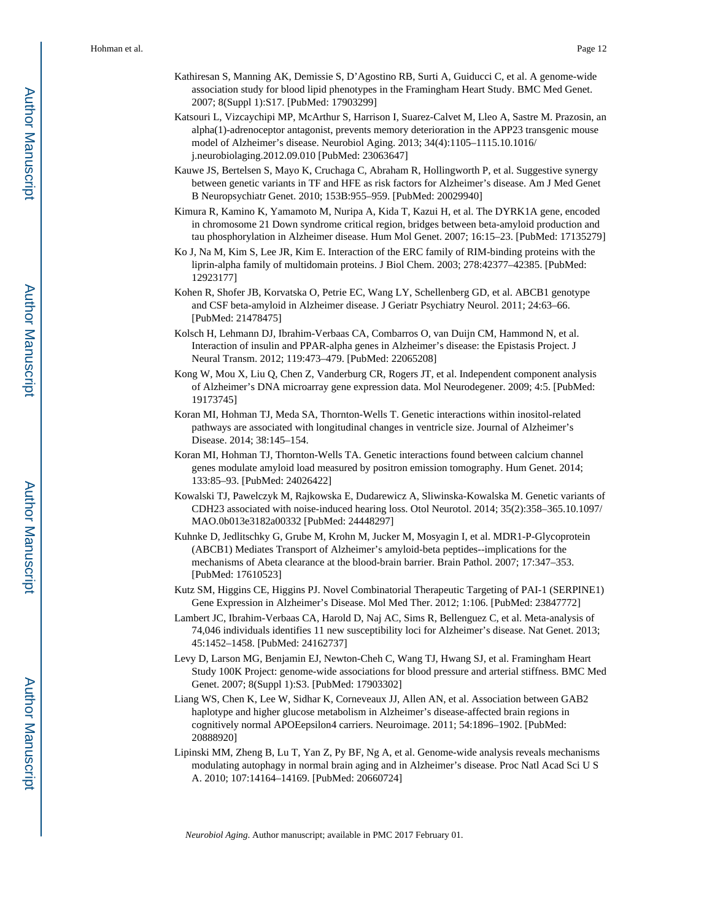Kathiresan S, Manning AK, Demissie S, D'Agostino RB, Surti A, Guiducci C, et al. A genome-wide association study for blood lipid phenotypes in the Framingham Heart Study. BMC Med Genet. 2007; 8(Suppl 1):S17. [PubMed: 17903299]

Katsouri L, Vizcaychipi MP, McArthur S, Harrison I, Suarez-Calvet M, Lleo A, Sastre M. Prazosin, an alpha(1)-adrenoceptor antagonist, prevents memory deterioration in the APP23 transgenic mouse model of Alzheimer's disease. Neurobiol Aging. 2013; 34(4):1105–1115.10.1016/ j.neurobiolaging.2012.09.010 [PubMed: 23063647]

Kauwe JS, Bertelsen S, Mayo K, Cruchaga C, Abraham R, Hollingworth P, et al. Suggestive synergy between genetic variants in TF and HFE as risk factors for Alzheimer's disease. Am J Med Genet B Neuropsychiatr Genet. 2010; 153B:955–959. [PubMed: 20029940]

Kimura R, Kamino K, Yamamoto M, Nuripa A, Kida T, Kazui H, et al. The DYRK1A gene, encoded in chromosome 21 Down syndrome critical region, bridges between beta-amyloid production and tau phosphorylation in Alzheimer disease. Hum Mol Genet. 2007; 16:15–23. [PubMed: 17135279]

Ko J, Na M, Kim S, Lee JR, Kim E. Interaction of the ERC family of RIM-binding proteins with the liprin-alpha family of multidomain proteins. J Biol Chem. 2003; 278:42377–42385. [PubMed: 12923177]

Kohen R, Shofer JB, Korvatska O, Petrie EC, Wang LY, Schellenberg GD, et al. ABCB1 genotype and CSF beta-amyloid in Alzheimer disease. J Geriatr Psychiatry Neurol. 2011; 24:63–66. [PubMed: 21478475]

Kolsch H, Lehmann DJ, Ibrahim-Verbaas CA, Combarros O, van Duijn CM, Hammond N, et al. Interaction of insulin and PPAR-alpha genes in Alzheimer's disease: the Epistasis Project. J Neural Transm. 2012; 119:473–479. [PubMed: 22065208]

Kong W, Mou X, Liu Q, Chen Z, Vanderburg CR, Rogers JT, et al. Independent component analysis of Alzheimer's DNA microarray gene expression data. Mol Neurodegener. 2009; 4:5. [PubMed: 19173745]

Koran MI, Hohman TJ, Meda SA, Thornton-Wells T. Genetic interactions within inositol-related pathways are associated with longitudinal changes in ventricle size. Journal of Alzheimer's Disease. 2014; 38:145–154.

Koran MI, Hohman TJ, Thornton-Wells TA. Genetic interactions found between calcium channel genes modulate amyloid load measured by positron emission tomography. Hum Genet. 2014; 133:85–93. [PubMed: 24026422]

Kowalski TJ, Pawelczyk M, Rajkowska E, Dudarewicz A, Sliwinska-Kowalska M. Genetic variants of CDH23 associated with noise-induced hearing loss. Otol Neurotol. 2014; 35(2):358–365.10.1097/ MAO.0b013e3182a00332 [PubMed: 24448297]

Kuhnke D, Jedlitschky G, Grube M, Krohn M, Jucker M, Mosyagin I, et al. MDR1-P-Glycoprotein (ABCB1) Mediates Transport of Alzheimer's amyloid-beta peptides--implications for the mechanisms of Abeta clearance at the blood-brain barrier. Brain Pathol. 2007; 17:347–353. [PubMed: 17610523]

Kutz SM, Higgins CE, Higgins PJ. Novel Combinatorial Therapeutic Targeting of PAI-1 (SERPINE1) Gene Expression in Alzheimer's Disease. Mol Med Ther. 2012; 1:106. [PubMed: 23847772]

Lambert JC, Ibrahim-Verbaas CA, Harold D, Naj AC, Sims R, Bellenguez C, et al. Meta-analysis of 74,046 individuals identifies 11 new susceptibility loci for Alzheimer's disease. Nat Genet. 2013; 45:1452–1458. [PubMed: 24162737]

Levy D, Larson MG, Benjamin EJ, Newton-Cheh C, Wang TJ, Hwang SJ, et al. Framingham Heart Study 100K Project: genome-wide associations for blood pressure and arterial stiffness. BMC Med Genet. 2007; 8(Suppl 1):S3. [PubMed: 17903302]

Liang WS, Chen K, Lee W, Sidhar K, Corneveaux JJ, Allen AN, et al. Association between GAB2 haplotype and higher glucose metabolism in Alzheimer's disease-affected brain regions in cognitively normal APOEepsilon4 carriers. Neuroimage. 2011; 54:1896–1902. [PubMed: 20888920]

Lipinski MM, Zheng B, Lu T, Yan Z, Py BF, Ng A, et al. Genome-wide analysis reveals mechanisms modulating autophagy in normal brain aging and in Alzheimer's disease. Proc Natl Acad Sci U S A. 2010; 107:14164–14169. [PubMed: 20660724]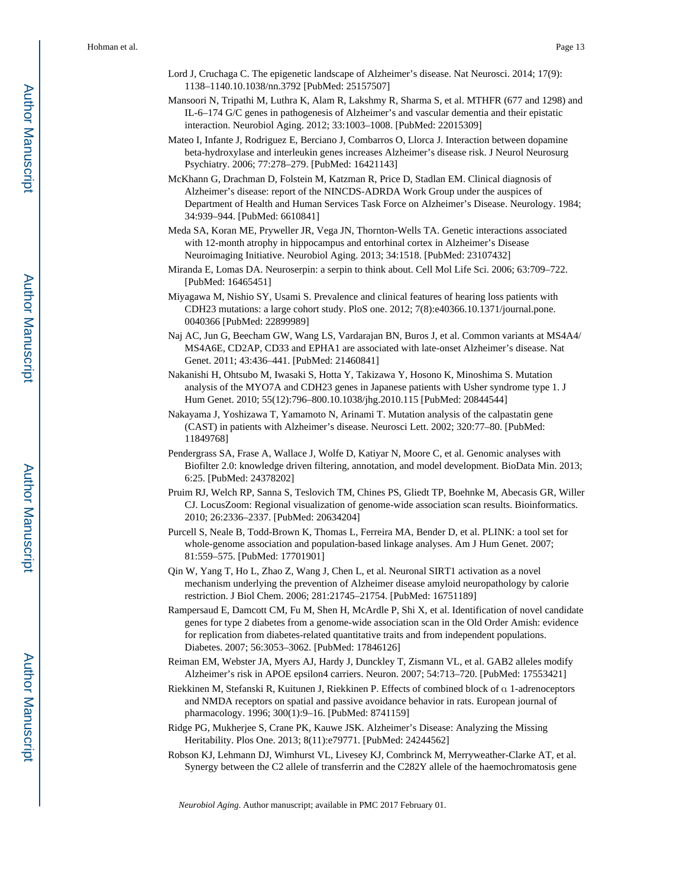Lord J, Cruchaga C. The epigenetic landscape of Alzheimer's disease. Nat Neurosci. 2014; 17(9): 1138–1140.10.1038/nn.3792 [PubMed: 25157507]

Mansoori N, Tripathi M, Luthra K, Alam R, Lakshmy R, Sharma S, et al. MTHFR (677 and 1298) and IL-6–174 G/C genes in pathogenesis of Alzheimer's and vascular dementia and their epistatic interaction. Neurobiol Aging. 2012; 33:1003–1008. [PubMed: 22015309]

Mateo I, Infante J, Rodriguez E, Berciano J, Combarros O, Llorca J. Interaction between dopamine beta-hydroxylase and interleukin genes increases Alzheimer's disease risk. J Neurol Neurosurg Psychiatry. 2006; 77:278–279. [PubMed: 16421143]

McKhann G, Drachman D, Folstein M, Katzman R, Price D, Stadlan EM. Clinical diagnosis of Alzheimer's disease: report of the NINCDS-ADRDA Work Group under the auspices of Department of Health and Human Services Task Force on Alzheimer's Disease. Neurology. 1984; 34:939–944. [PubMed: 6610841]

Meda SA, Koran ME, Pryweller JR, Vega JN, Thornton-Wells TA. Genetic interactions associated with 12-month atrophy in hippocampus and entorhinal cortex in Alzheimer's Disease Neuroimaging Initiative. Neurobiol Aging. 2013; 34:1518. [PubMed: 23107432]

Miranda E, Lomas DA. Neuroserpin: a serpin to think about. Cell Mol Life Sci. 2006; 63:709–722. [PubMed: 16465451]

Miyagawa M, Nishio SY, Usami S. Prevalence and clinical features of hearing loss patients with CDH23 mutations: a large cohort study. PloS one. 2012; 7(8):e40366.10.1371/journal.pone. 0040366 [PubMed: 22899989]

Naj AC, Jun G, Beecham GW, Wang LS, Vardarajan BN, Buros J, et al. Common variants at MS4A4/ MS4A6E, CD2AP, CD33 and EPHA1 are associated with late-onset Alzheimer's disease. Nat Genet. 2011; 43:436–441. [PubMed: 21460841]

Nakanishi H, Ohtsubo M, Iwasaki S, Hotta Y, Takizawa Y, Hosono K, Minoshima S. Mutation analysis of the MYO7A and CDH23 genes in Japanese patients with Usher syndrome type 1. J Hum Genet. 2010; 55(12):796–800.10.1038/jhg.2010.115 [PubMed: 20844544]

Nakayama J, Yoshizawa T, Yamamoto N, Arinami T. Mutation analysis of the calpastatin gene (CAST) in patients with Alzheimer's disease. Neurosci Lett. 2002; 320:77–80. [PubMed: 11849768]

Pendergrass SA, Frase A, Wallace J, Wolfe D, Katiyar N, Moore C, et al. Genomic analyses with Biofilter 2.0: knowledge driven filtering, annotation, and model development. BioData Min. 2013; 6:25. [PubMed: 24378202]

Pruim RJ, Welch RP, Sanna S, Teslovich TM, Chines PS, Gliedt TP, Boehnke M, Abecasis GR, Willer CJ. LocusZoom: Regional visualization of genome-wide association scan results. Bioinformatics. 2010; 26:2336–2337. [PubMed: 20634204]

Purcell S, Neale B, Todd-Brown K, Thomas L, Ferreira MA, Bender D, et al. PLINK: a tool set for whole-genome association and population-based linkage analyses. Am J Hum Genet. 2007; 81:559–575. [PubMed: 17701901]

Qin W, Yang T, Ho L, Zhao Z, Wang J, Chen L, et al. Neuronal SIRT1 activation as a novel mechanism underlying the prevention of Alzheimer disease amyloid neuropathology by calorie restriction. J Biol Chem. 2006; 281:21745–21754. [PubMed: 16751189]

Rampersaud E, Damcott CM, Fu M, Shen H, McArdle P, Shi X, et al. Identification of novel candidate genes for type 2 diabetes from a genome-wide association scan in the Old Order Amish: evidence for replication from diabetes-related quantitative traits and from independent populations. Diabetes. 2007; 56:3053–3062. [PubMed: 17846126]

Reiman EM, Webster JA, Myers AJ, Hardy J, Dunckley T, Zismann VL, et al. GAB2 alleles modify Alzheimer's risk in APOE epsilon4 carriers. Neuron. 2007; 54:713–720. [PubMed: 17553421]

Riekkinen M, Stefanski R, Kuitunen J, Riekkinen P. Effects of combined block of α 1-adrenoceptors and NMDA receptors on spatial and passive avoidance behavior in rats. European journal of pharmacology. 1996; 300(1):9–16. [PubMed: 8741159]

Ridge PG, Mukherjee S, Crane PK, Kauwe JSK. Alzheimer's Disease: Analyzing the Missing Heritability. Plos One. 2013; 8(11):e79771. [PubMed: 24244562]

Robson KJ, Lehmann DJ, Wimhurst VL, Livesey KJ, Combrinck M, Merryweather-Clarke AT, et al. Synergy between the C2 allele of transferrin and the C282Y allele of the haemochromatosis gene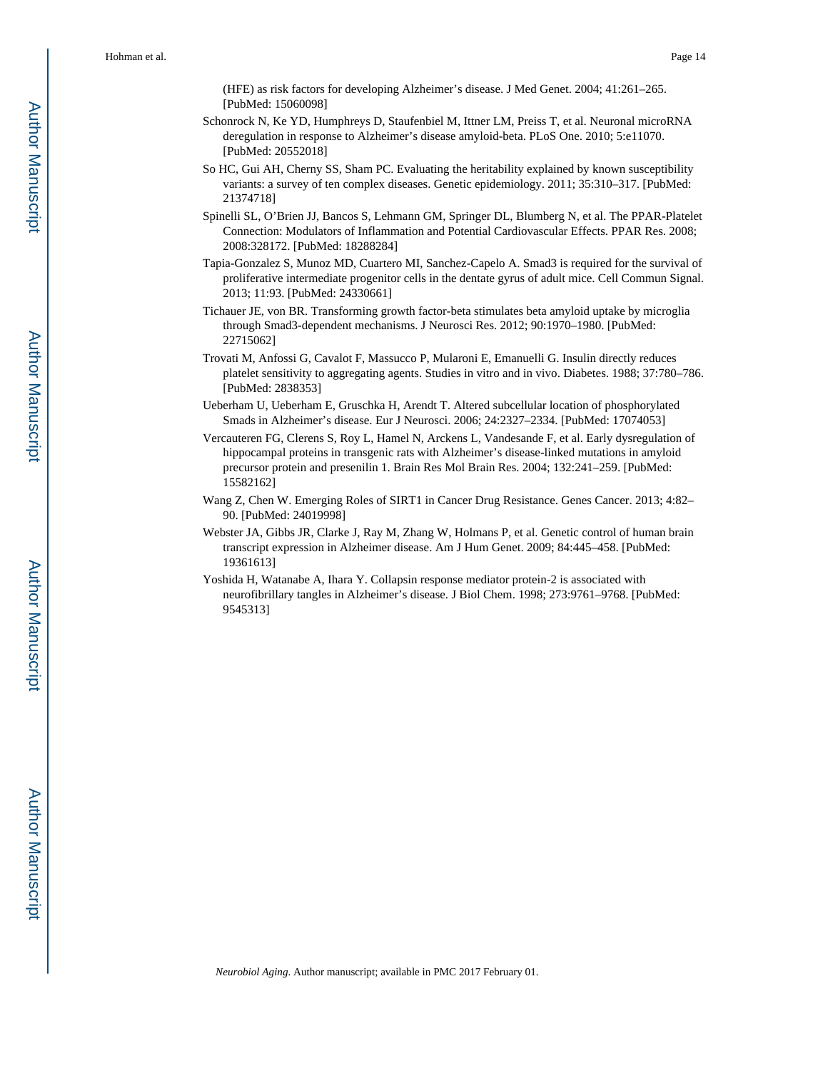(HFE) as risk factors for developing Alzheimer's disease. J Med Genet. 2004; 41:261–265. [PubMed: 15060098]

Schonrock N, Ke YD, Humphreys D, Staufenbiel M, Ittner LM, Preiss T, et al. Neuronal microRNA deregulation in response to Alzheimer's disease amyloid-beta. PLoS One. 2010; 5:e11070. [PubMed: 20552018]

So HC, Gui AH, Cherny SS, Sham PC. Evaluating the heritability explained by known susceptibility variants: a survey of ten complex diseases. Genetic epidemiology. 2011; 35:310–317. [PubMed: 21374718]

Spinelli SL, O'Brien JJ, Bancos S, Lehmann GM, Springer DL, Blumberg N, et al. The PPAR-Platelet Connection: Modulators of Inflammation and Potential Cardiovascular Effects. PPAR Res. 2008; 2008:328172. [PubMed: 18288284]

Tapia-Gonzalez S, Munoz MD, Cuartero MI, Sanchez-Capelo A. Smad3 is required for the survival of proliferative intermediate progenitor cells in the dentate gyrus of adult mice. Cell Commun Signal. 2013; 11:93. [PubMed: 24330661]

Tichauer JE, von BR. Transforming growth factor-beta stimulates beta amyloid uptake by microglia through Smad3-dependent mechanisms. J Neurosci Res. 2012; 90:1970–1980. [PubMed: 22715062]

Trovati M, Anfossi G, Cavalot F, Massucco P, Mularoni E, Emanuelli G. Insulin directly reduces platelet sensitivity to aggregating agents. Studies in vitro and in vivo. Diabetes. 1988; 37:780–786. [PubMed: 2838353]

Ueberham U, Ueberham E, Gruschka H, Arendt T. Altered subcellular location of phosphorylated Smads in Alzheimer's disease. Eur J Neurosci. 2006; 24:2327–2334. [PubMed: 17074053]

Vercauteren FG, Clerens S, Roy L, Hamel N, Arckens L, Vandesande F, et al. Early dysregulation of hippocampal proteins in transgenic rats with Alzheimer's disease-linked mutations in amyloid precursor protein and presenilin 1. Brain Res Mol Brain Res. 2004; 132:241–259. [PubMed: 15582162]

Wang Z, Chen W. Emerging Roles of SIRT1 in Cancer Drug Resistance. Genes Cancer. 2013; 4:82–90. [PubMed: 24019998]

Webster JA, Gibbs JR, Clarke J, Ray M, Zhang W, Holmans P, et al. Genetic control of human brain transcript expression in Alzheimer disease. Am J Hum Genet. 2009; 84:445–458. [PubMed: 19361613]

Yoshida H, Watanabe A, Ihara Y. Collapsin response mediator protein-2 is associated with neurofibrillary tangles in Alzheimer's disease. J Biol Chem. 1998; 273:9761–9768. [PubMed: 9545313]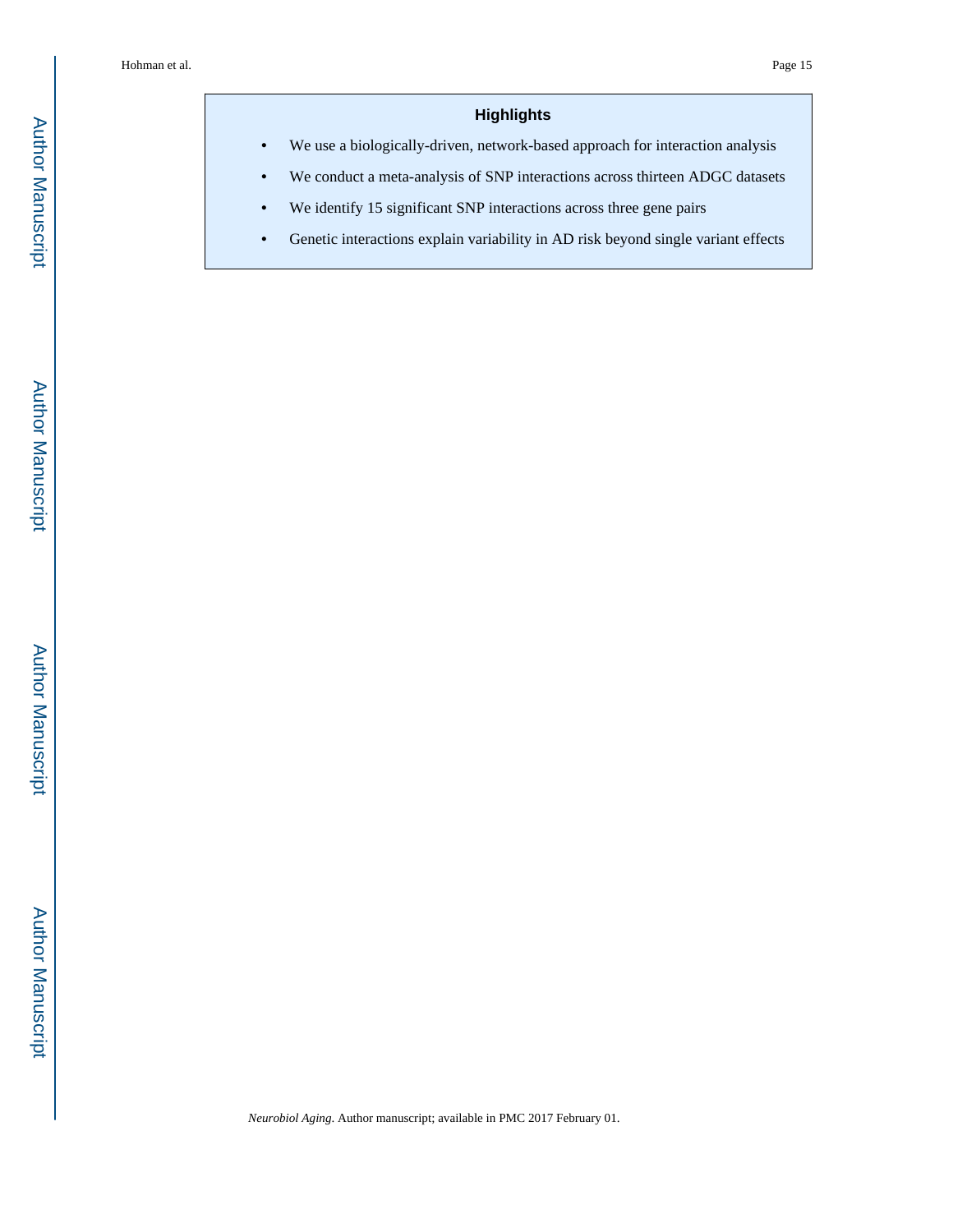## Highlights

- We use a biologically-driven, network-based approach for interaction analysis
- We conduct a meta-analysis of SNP interactions across thirteen ADGC datasets
- We identify 15 significant SNP interactions across three gene pairs
- Genetic interactions explain variability in AD risk beyond single variant effects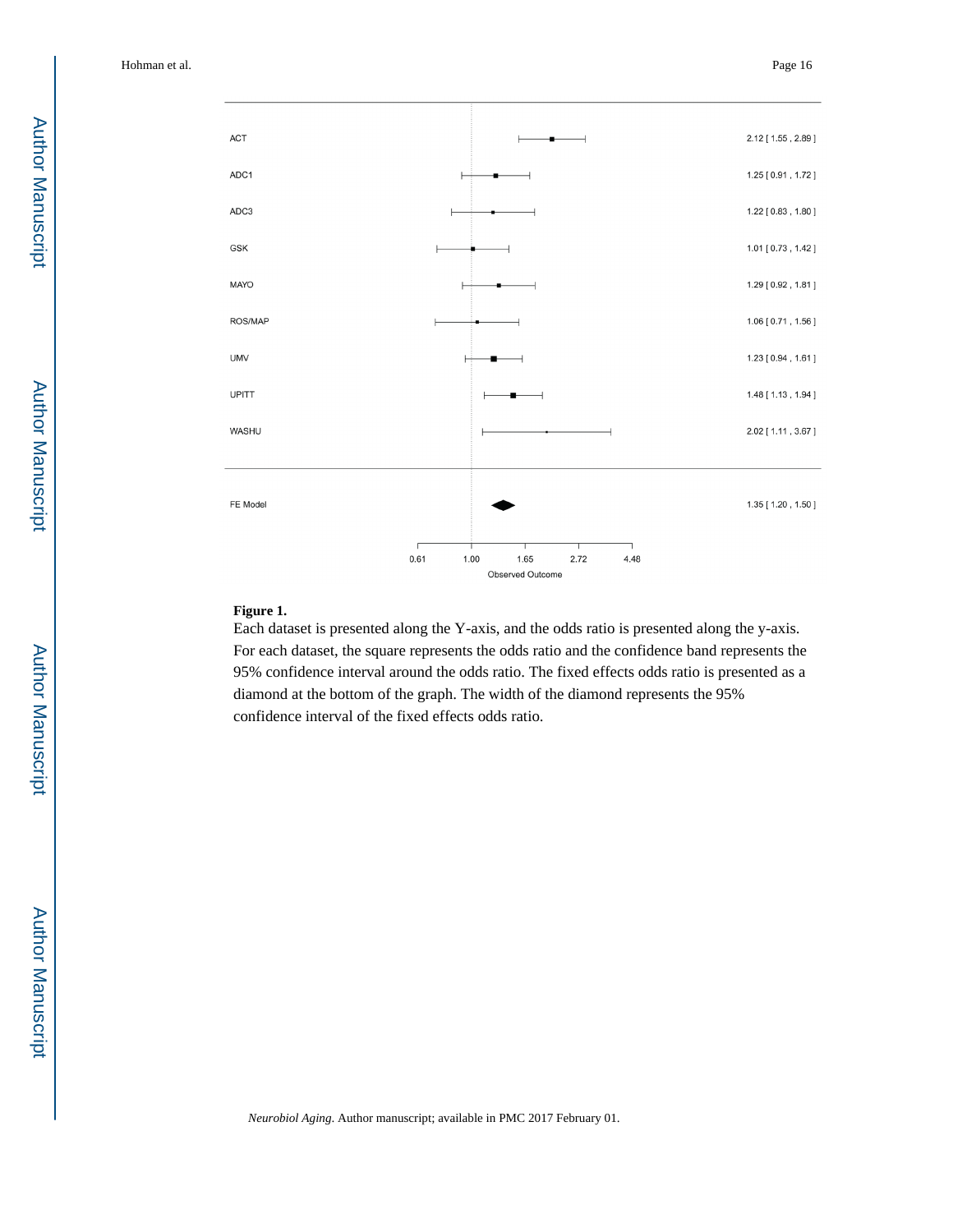| Dataset | Odds Ratio [95% CI] |
| --- | --- |
| ACT | 2.12 [ 1.55 , 2.89 ] |
| ADC1 | 1.25 [ 0.91 , 1.72 ] |
| ADC3 | 1.22 [ 0.83 , 1.80 ] |
| GSK | 1.01 [ 0.73 , 1.42 ] |
| MAYO | 1.29 [ 0.92 , 1.81 ] |
| ROS/MAP | 1.06 [ 0.71 , 1.56 ] |
| UMV | 1.23 [ 0.94 , 1.61 ] |
| UPITT | 1.48 [ 1.13 , 1.94 ] |
| WASHU | 2.02 [ 1.11 , 3.67 ] |
| FE Model | 1.35 [ 1.20 , 1.50 ] |

Observed Outcome (axis: 0.61, 1.00, 1.65, 2.72, 4.48)

**Figure 1.**

Each dataset is presented along the Y-axis, and the odds ratio is presented along the y-axis. For each dataset, the square represents the odds ratio and the confidence band represents the 95% confidence interval around the odds ratio. The fixed effects odds ratio is presented as a diamond at the bottom of the graph. The width of the diamond represents the 95% confidence interval of the fixed effects odds ratio.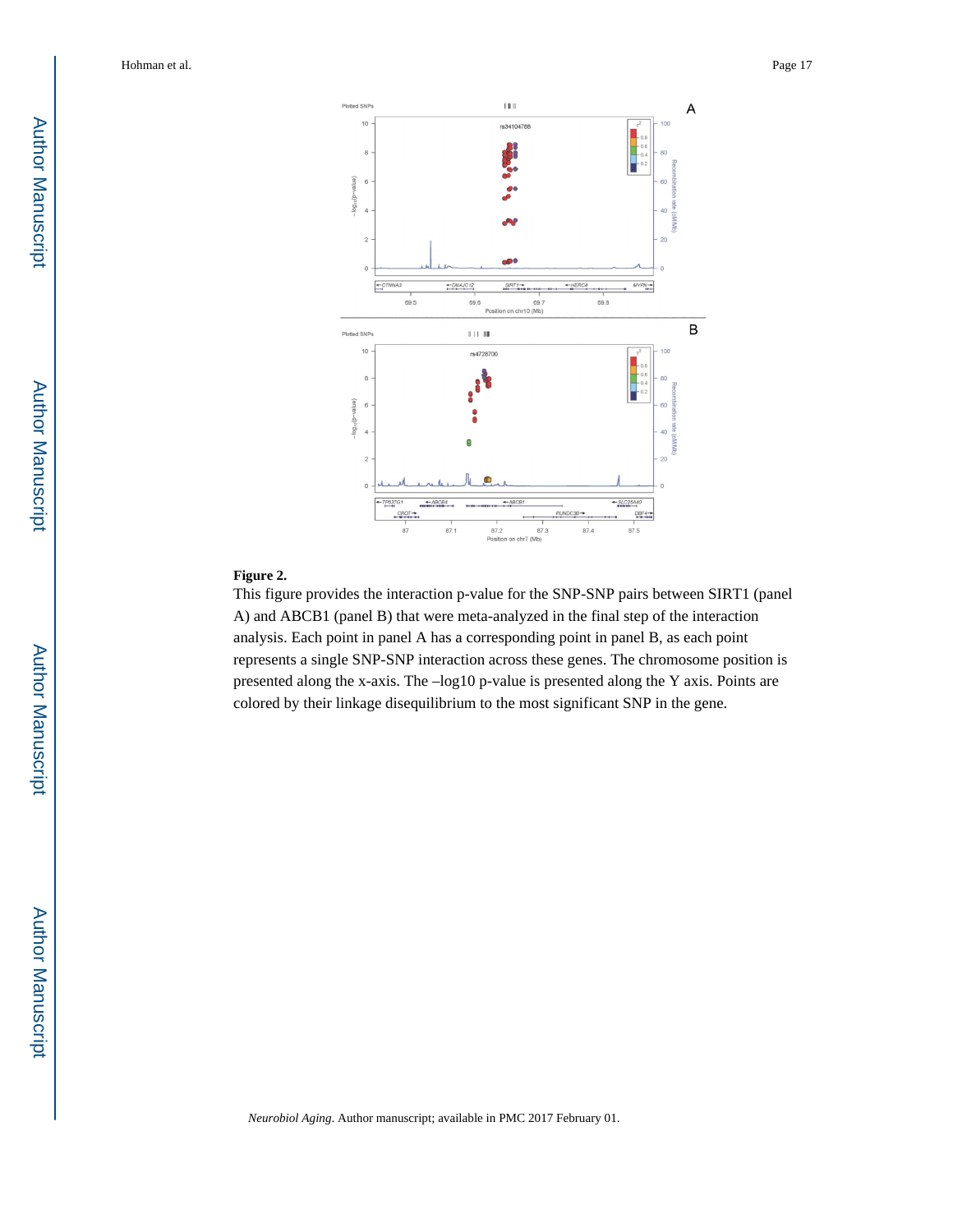**Figure 2.**

This figure provides the interaction p-value for the SNP-SNP pairs between SIRT1 (panel A) and ABCB1 (panel B) that were meta-analyzed in the final step of the interaction analysis. Each point in panel A has a corresponding point in panel B, as each point represents a single SNP-SNP interaction across these genes. The chromosome position is presented along the x-axis. The –log10 p-value is presented along the Y axis. Points are colored by their linkage disequilibrium to the most significant SNP in the gene.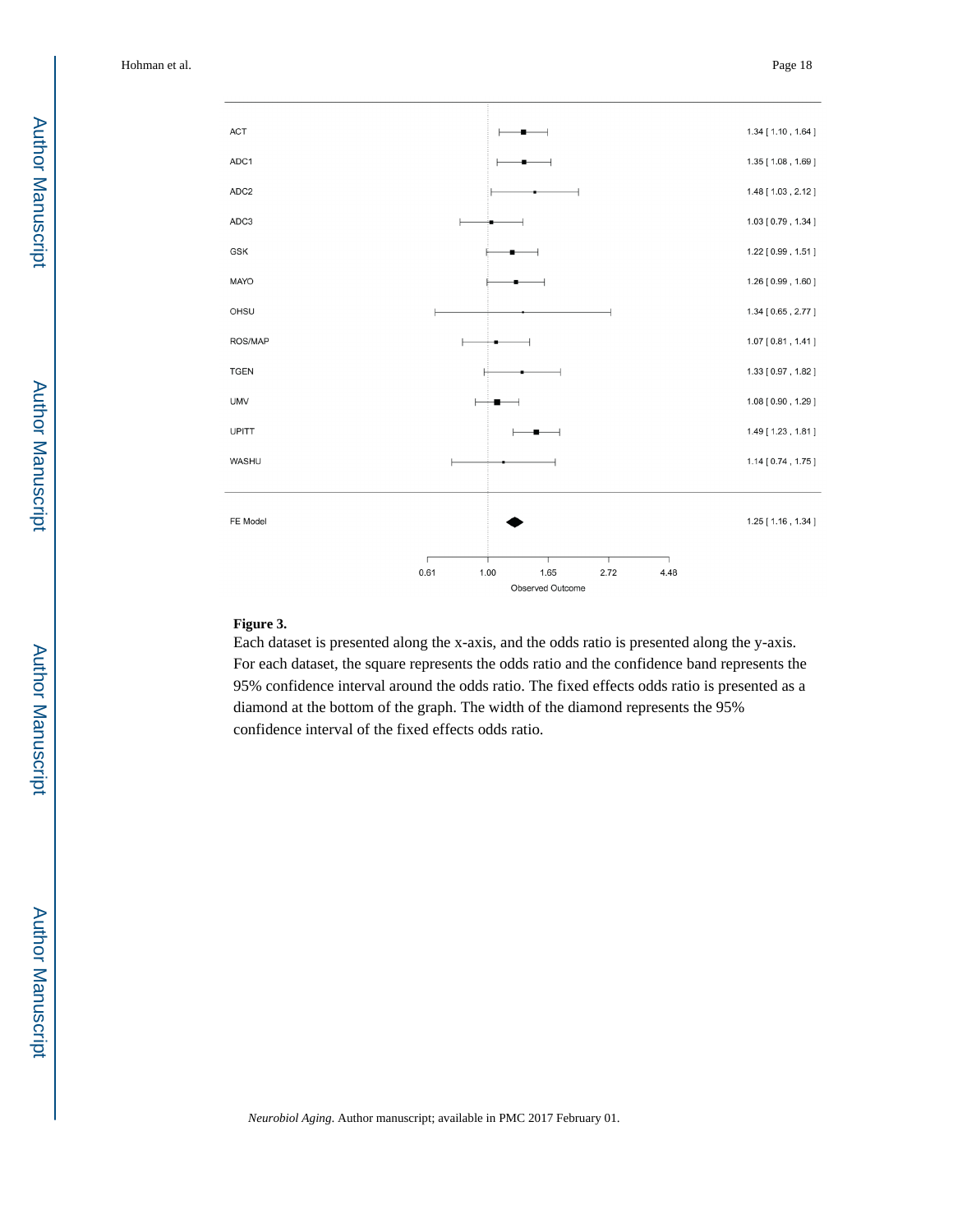| Dataset | Odds Ratio [95% CI] |
|---|---|
| ACT | 1.34 [ 1.10 , 1.64 ] |
| ADC1 | 1.35 [ 1.08 , 1.69 ] |
| ADC2 | 1.48 [ 1.03 , 2.12 ] |
| ADC3 | 1.03 [ 0.79 , 1.34 ] |
| GSK | 1.22 [ 0.99 , 1.51 ] |
| MAYO | 1.26 [ 0.99 , 1.60 ] |
| OHSU | 1.34 [ 0.65 , 2.77 ] |
| ROS/MAP | 1.07 [ 0.81 , 1.41 ] |
| TGEN | 1.33 [ 0.97 , 1.82 ] |
| UMV | 1.08 [ 0.90 , 1.29 ] |
| UPITT | 1.49 [ 1.23 , 1.81 ] |
| WASHU | 1.14 [ 0.74 , 1.75 ] |
| FE Model | 1.25 [ 1.16 , 1.34 ] |

Observed Outcome (axis: 0.61, 1.00, 1.65, 2.72, 4.48)

**Figure 3.**

Each dataset is presented along the x-axis, and the odds ratio is presented along the y-axis. For each dataset, the square represents the odds ratio and the confidence band represents the 95% confidence interval around the odds ratio. The fixed effects odds ratio is presented as a diamond at the bottom of the graph. The width of the diamond represents the 95% confidence interval of the fixed effects odds ratio.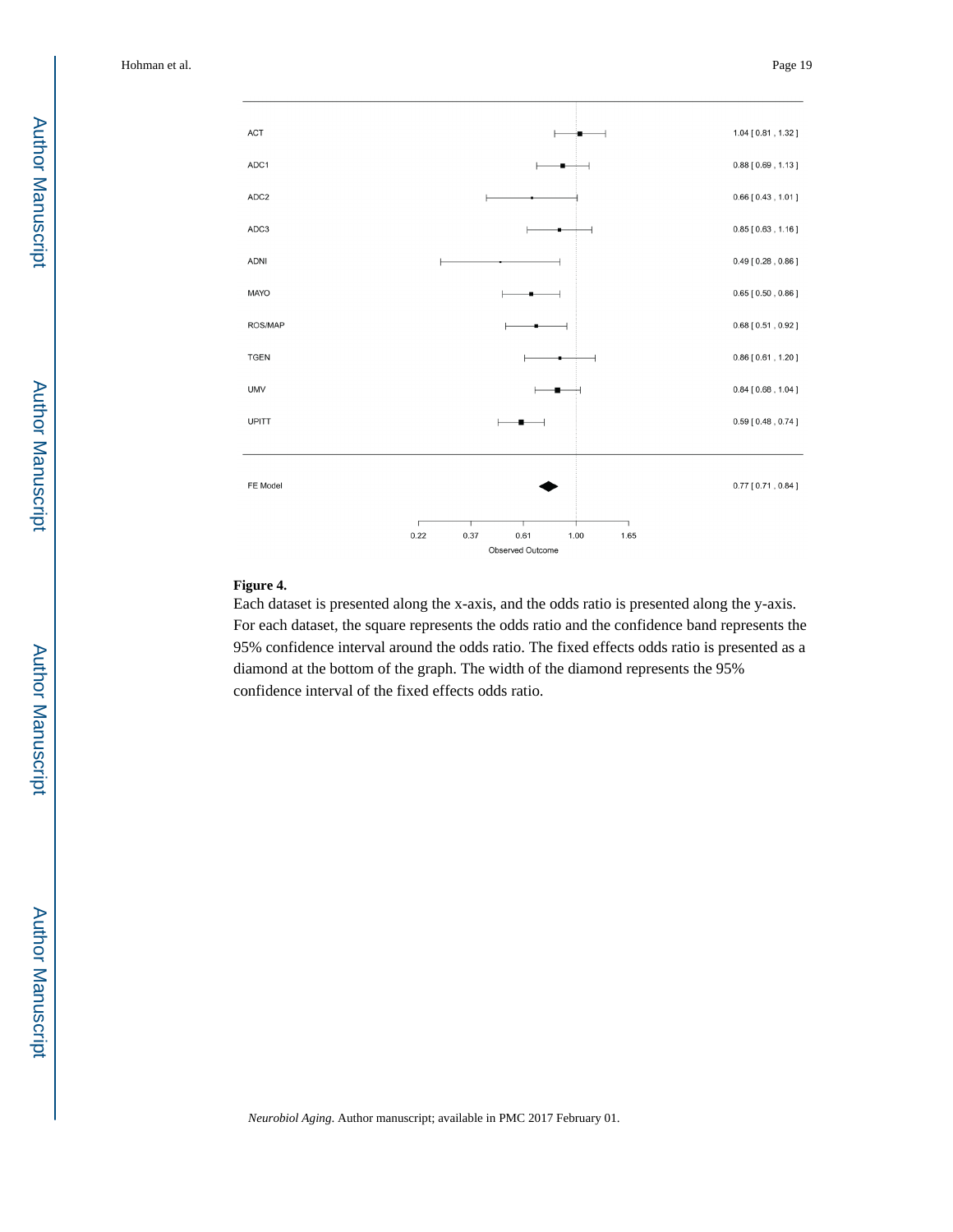| Dataset | Odds Ratio [95% CI] |
| --- | --- |
| ACT | 1.04 [ 0.81 , 1.32 ] |
| ADC1 | 0.88 [ 0.69 , 1.13 ] |
| ADC2 | 0.66 [ 0.43 , 1.01 ] |
| ADC3 | 0.85 [ 0.63 , 1.16 ] |
| ADNI | 0.49 [ 0.28 , 0.86 ] |
| MAYO | 0.65 [ 0.50 , 0.86 ] |
| ROS/MAP | 0.68 [ 0.51 , 0.92 ] |
| TGEN | 0.86 [ 0.61 , 1.20 ] |
| UMV | 0.84 [ 0.68 , 1.04 ] |
| UPITT | 0.59 [ 0.48 , 0.74 ] |
| FE Model | 0.77 [ 0.71 , 0.84 ] |

Observed Outcome (axis: 0.22, 0.37, 0.61, 1.00, 1.65)

**Figure 4.**

Each dataset is presented along the x-axis, and the odds ratio is presented along the y-axis. For each dataset, the square represents the odds ratio and the confidence band represents the 95% confidence interval around the odds ratio. The fixed effects odds ratio is presented as a diamond at the bottom of the graph. The width of the diamond represents the 95% confidence interval of the fixed effects odds ratio.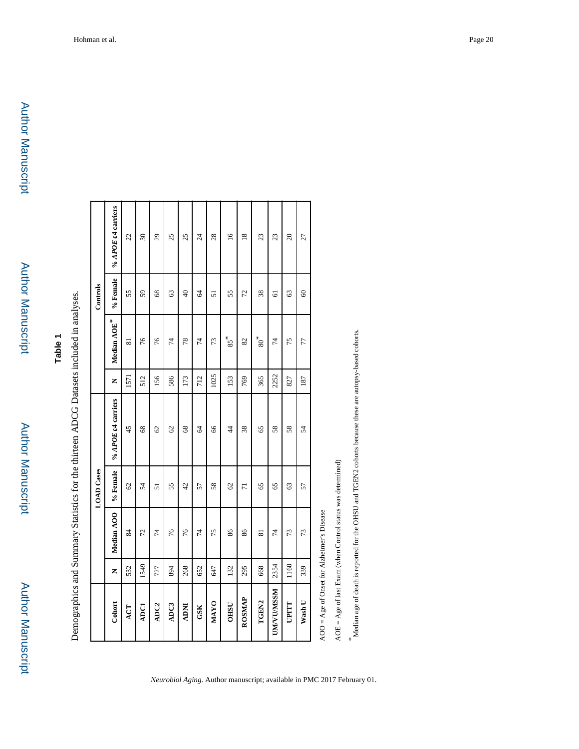## Table 1

Demographics and Summary Statistics for the thirteen ADCG Datasets included in analyses.

| | LOAD Cases | | | | Controls | | | |
|---|---|---|---|---|---|---|---|---|
| Cohort | N | Median AOO | % Female | % *APOE* ε4 carriers | N | Median AOE* | % Female | % *APOE* ε4 carriers |
| ACT | 532 | 84 | 62 | 45 | 1571 | 81 | 55 | 22 |
| ADC1 | 1549 | 72 | 54 | 68 | 512 | 76 | 59 | 30 |
| ADC2 | 727 | 74 | 51 | 62 | 156 | 76 | 68 | 29 |
| ADC3 | 894 | 76 | 55 | 62 | 586 | 74 | 63 | 25 |
| ADNI | 268 | 76 | 42 | 68 | 173 | 78 | 40 | 25 |
| GSK | 652 | 74 | 57 | 64 | 712 | 74 | 64 | 24 |
| MAYO | 647 | 75 | 58 | 66 | 1025 | 73 | 51 | 28 |
| OHSU | 132 | 86 | 62 | 44 | 153 | 85* | 55 | 16 |
| ROSMAP | 295 | 86 | 71 | 38 | 769 | 82 | 72 | 18 |
| TGEN2 | 668 | 81 | 65 | 65 | 365 | 80* | 38 | 23 |
| UM/VU/MSSM | 2354 | 74 | 65 | 58 | 2252 | 74 | 61 | 23 |
| UPITT | 1160 | 73 | 63 | 58 | 827 | 75 | 63 | 20 |
| Wash U | 339 | 73 | 57 | 54 | 187 | 77 | 60 | 27 |

AOO = Age of Onset for Alzheimer's Disease

AOE = Age of last Exam (when Control status was determined)

\* Median age of death is reported for the OHSU and TGEN2 cohorts because these are autopsy-based cohorts.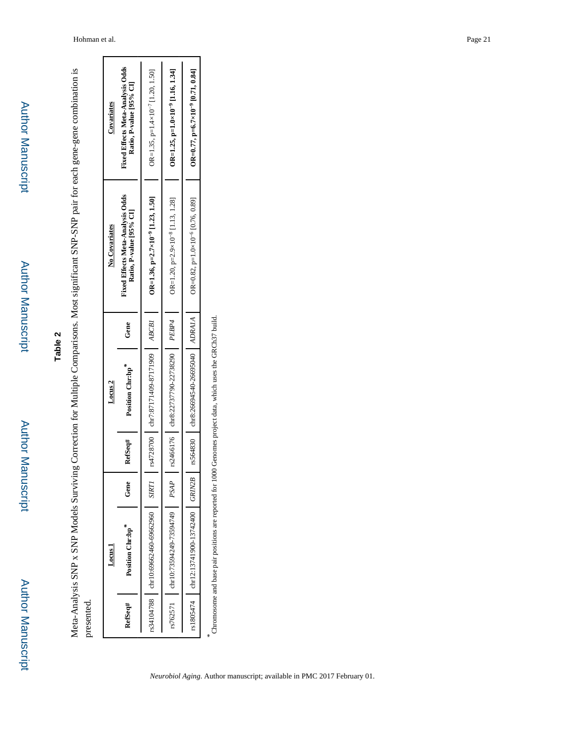## Table 2

Meta-Analysis SNP x SNP Models Surviving Correction for Multiple Comparisons. Most significant SNP-SNP pair for each gene-gene combination is presented.

| Locus 1 | | | Locus 2 | | | No Covariates | Covariates |
|---|---|---|---|---|---|---|---|
| RefSeq# | Position Chr:bp* | Gene | RefSeq# | Position Chr:bp* | Gene | Fixed Effects Meta-Analysis Odds Ratio, P-value [95% CI] | Fixed Effects Meta-Analysis Odds Ratio, P-value [95% CI] |
| rs34104788 | chr10:69662460-69662960 | *SIRT1* | rs4728700 | chr7:87171409-87171909 | *ABCB1* | **OR=1.36, p=2.7×10$^{-9}$ [1.23, 1.50]** | OR=1.35, p=1.4×10$^{-7}$ [1.20, 1.50] |
| rs762571 | chr10:73594249-73594749 | *PSAP* | rs2466176 | chr8:22737790-22738290 | *PEBP4* | OR=1.20, p=2.9×10$^{-8}$ [1.13, 1.28] | **OR=1.25, p=1.0×10$^{-9}$ [1.16, 1.34]** |
| rs1805474 | chr12:13741900-13742400 | *GRIN2B* | rs564830 | chr8:26694540-26695040 | *ADRA1A* | OR=0.82, p=1.0×10$^{-6}$ [0.76, 0.89] | **OR=0.77, p=6.7×10$^{-9}$ [0.71, 0.84]** |

\* Chromosome and base pair positions are reported for 1000 Genomes project data, which uses the GRCh37 build.